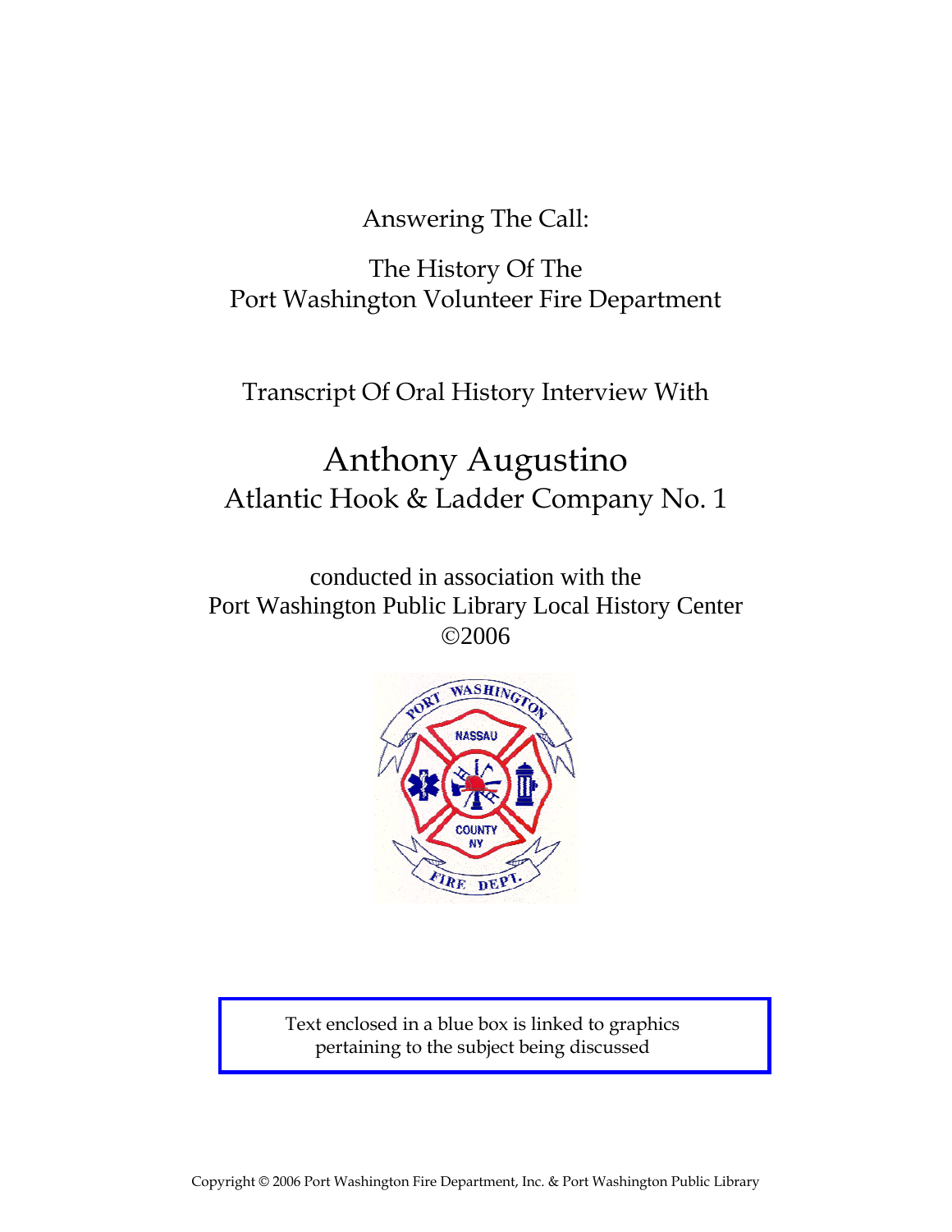# Answering The Call:

## The History Of The Port Washington Volunteer Fire Department

Transcript Of Oral History Interview With

# Anthony Augustino

## Atlantic Hook & Ladder Company No. 1

conducted in association with the
Port Washington Public Library Local History Center
©2006

Text enclosed in a blue box is linked to graphics pertaining to the subject being discussed

Copyright © 2006 Port Washington Fire Department, Inc. & Port Washington Public Library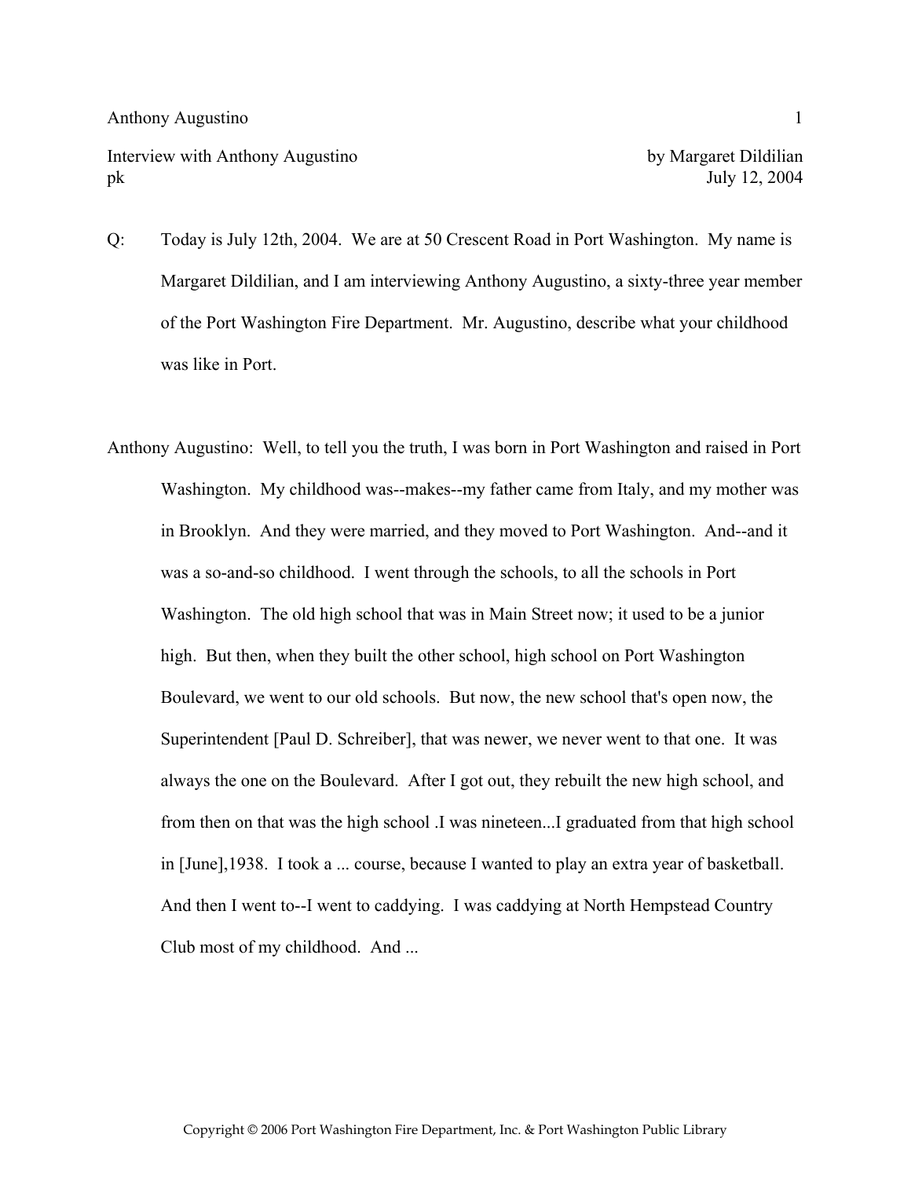Interview with Anthony Augustino by Margaret Dildilian
pk July 12, 2004

Q: Today is July 12th, 2004. We are at 50 Crescent Road in Port Washington. My name is Margaret Dildilian, and I am interviewing Anthony Augustino, a sixty-three year member of the Port Washington Fire Department. Mr. Augustino, describe what your childhood was like in Port.

Anthony Augustino: Well, to tell you the truth, I was born in Port Washington and raised in Port Washington. My childhood was--makes--my father came from Italy, and my mother was in Brooklyn. And they were married, and they moved to Port Washington. And--and it was a so-and-so childhood. I went through the schools, to all the schools in Port Washington. The old high school that was in Main Street now; it used to be a junior high. But then, when they built the other school, high school on Port Washington Boulevard, we went to our old schools. But now, the new school that's open now, the Superintendent [Paul D. Schreiber], that was newer, we never went to that one. It was always the one on the Boulevard. After I got out, they rebuilt the new high school, and from then on that was the high school .I was nineteen...I graduated from that high school in [June],1938. I took a ... course, because I wanted to play an extra year of basketball. And then I went to--I went to caddying. I was caddying at North Hempstead Country Club most of my childhood. And ...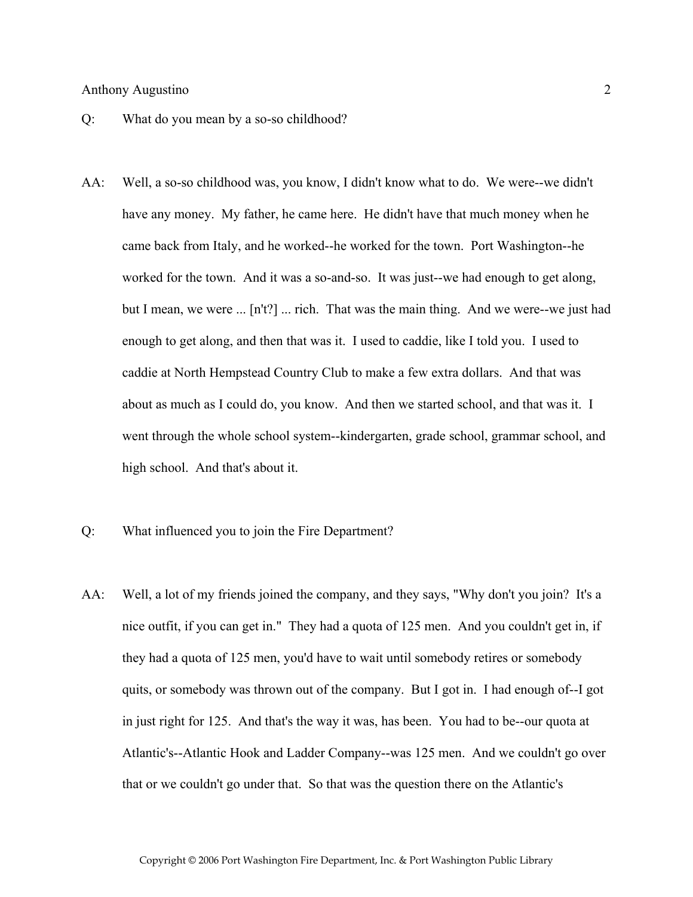Q: What do you mean by a so-so childhood?

AA: Well, a so-so childhood was, you know, I didn't know what to do. We were--we didn't have any money. My father, he came here. He didn't have that much money when he came back from Italy, and he worked--he worked for the town. Port Washington--he worked for the town. And it was a so-and-so. It was just--we had enough to get along, but I mean, we were ... [n't?] ... rich. That was the main thing. And we were--we just had enough to get along, and then that was it. I used to caddie, like I told you. I used to caddie at North Hempstead Country Club to make a few extra dollars. And that was about as much as I could do, you know. And then we started school, and that was it. I went through the whole school system--kindergarten, grade school, grammar school, and high school. And that's about it.

Q: What influenced you to join the Fire Department?

AA: Well, a lot of my friends joined the company, and they says, "Why don't you join? It's a nice outfit, if you can get in." They had a quota of 125 men. And you couldn't get in, if they had a quota of 125 men, you'd have to wait until somebody retires or somebody quits, or somebody was thrown out of the company. But I got in. I had enough of--I got in just right for 125. And that's the way it was, has been. You had to be--our quota at Atlantic's--Atlantic Hook and Ladder Company--was 125 men. And we couldn't go over that or we couldn't go under that. So that was the question there on the Atlantic's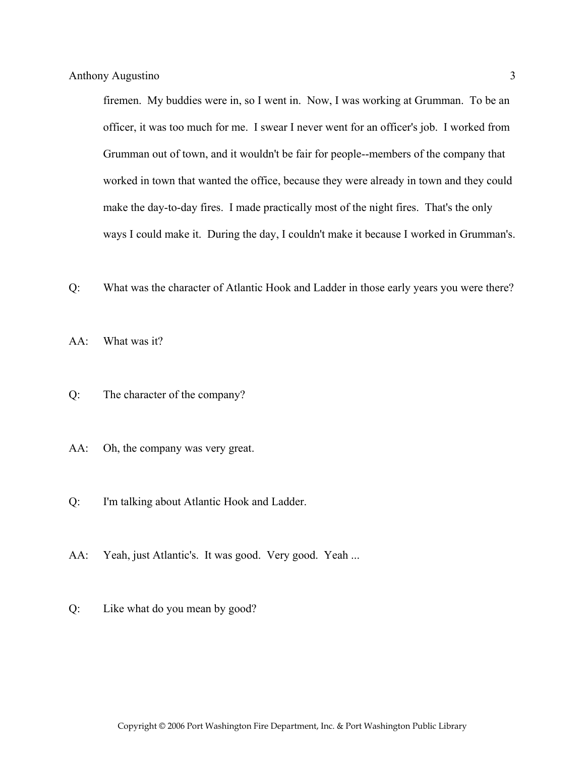firemen. My buddies were in, so I went in. Now, I was working at Grumman. To be an officer, it was too much for me. I swear I never went for an officer's job. I worked from Grumman out of town, and it wouldn't be fair for people--members of the company that worked in town that wanted the office, because they were already in town and they could make the day-to-day fires. I made practically most of the night fires. That's the only ways I could make it. During the day, I couldn't make it because I worked in Grumman's.

Q: What was the character of Atlantic Hook and Ladder in those early years you were there?

AA: What was it?

Q: The character of the company?

AA: Oh, the company was very great.

Q: I'm talking about Atlantic Hook and Ladder.

AA: Yeah, just Atlantic's. It was good. Very good. Yeah ...

Q: Like what do you mean by good?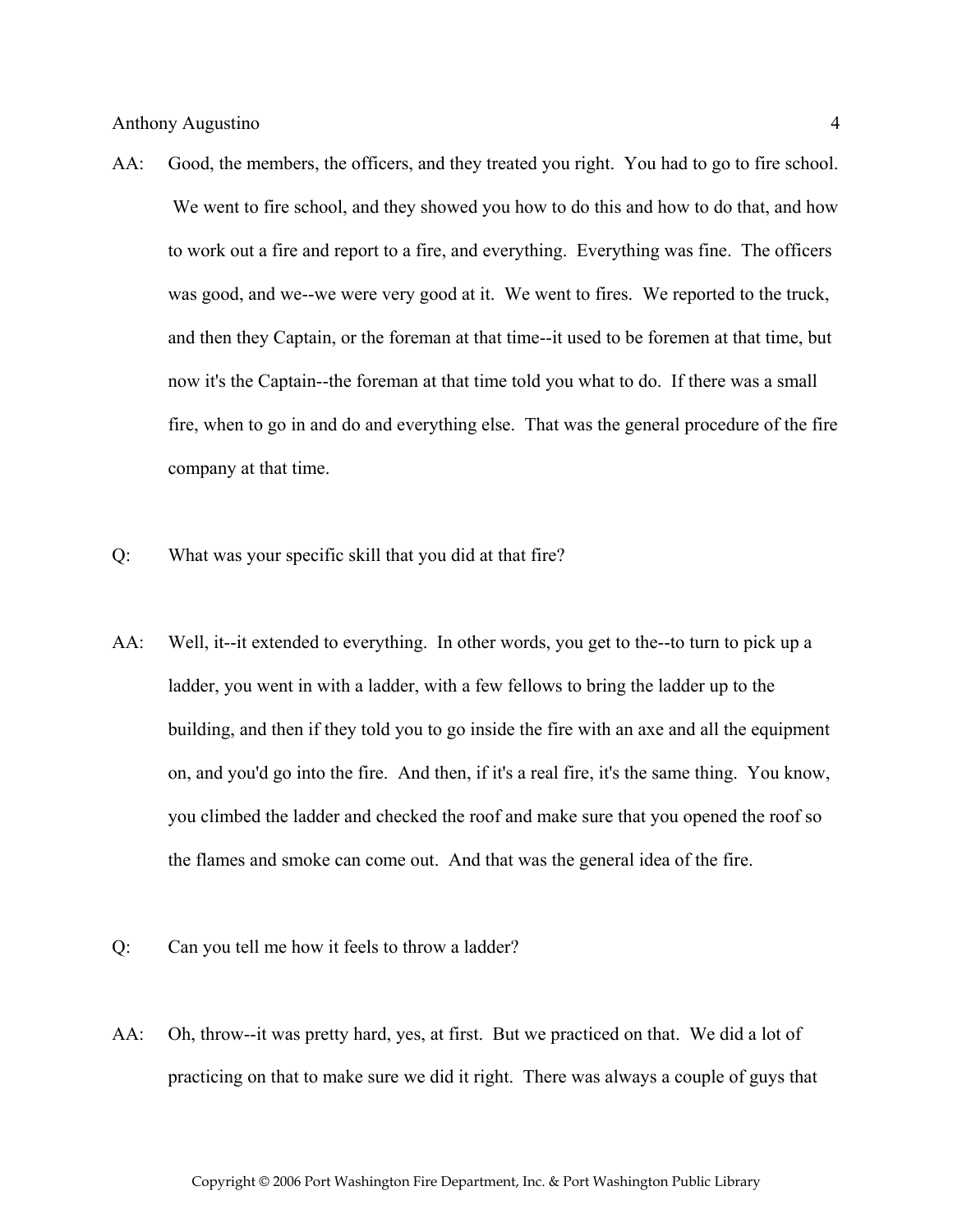AA: Good, the members, the officers, and they treated you right. You had to go to fire school. We went to fire school, and they showed you how to do this and how to do that, and how to work out a fire and report to a fire, and everything. Everything was fine. The officers was good, and we--we were very good at it. We went to fires. We reported to the truck, and then they Captain, or the foreman at that time--it used to be foremen at that time, but now it's the Captain--the foreman at that time told you what to do. If there was a small fire, when to go in and do and everything else. That was the general procedure of the fire company at that time.

Q: What was your specific skill that you did at that fire?

AA: Well, it--it extended to everything. In other words, you get to the--to turn to pick up a ladder, you went in with a ladder, with a few fellows to bring the ladder up to the building, and then if they told you to go inside the fire with an axe and all the equipment on, and you'd go into the fire. And then, if it's a real fire, it's the same thing. You know, you climbed the ladder and checked the roof and make sure that you opened the roof so the flames and smoke can come out. And that was the general idea of the fire.

Q: Can you tell me how it feels to throw a ladder?

AA: Oh, throw--it was pretty hard, yes, at first. But we practiced on that. We did a lot of practicing on that to make sure we did it right. There was always a couple of guys that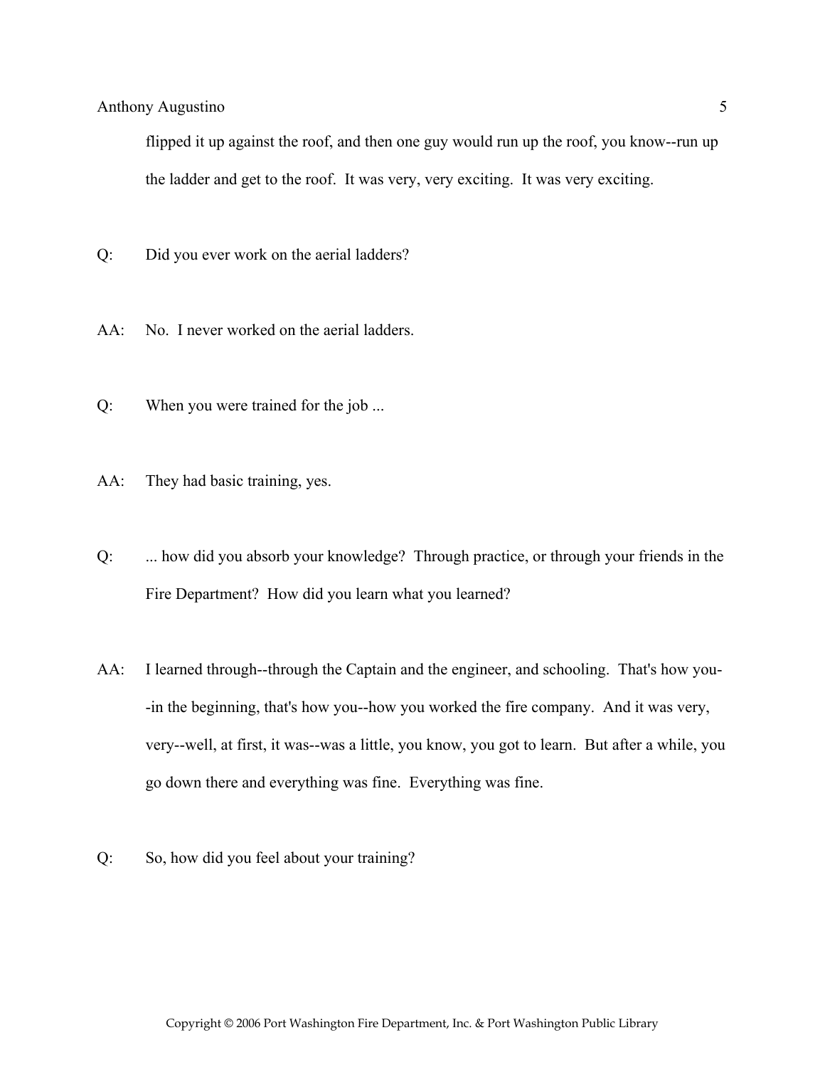flipped it up against the roof, and then one guy would run up the roof, you know--run up the ladder and get to the roof. It was very, very exciting. It was very exciting.

Q: Did you ever work on the aerial ladders?

AA: No. I never worked on the aerial ladders.

Q: When you were trained for the job ...

AA: They had basic training, yes.

Q: ... how did you absorb your knowledge? Through practice, or through your friends in the Fire Department? How did you learn what you learned?

AA: I learned through--through the Captain and the engineer, and schooling. That's how you--in the beginning, that's how you--how you worked the fire company. And it was very, very--well, at first, it was--was a little, you know, you got to learn. But after a while, you go down there and everything was fine. Everything was fine.

Q: So, how did you feel about your training?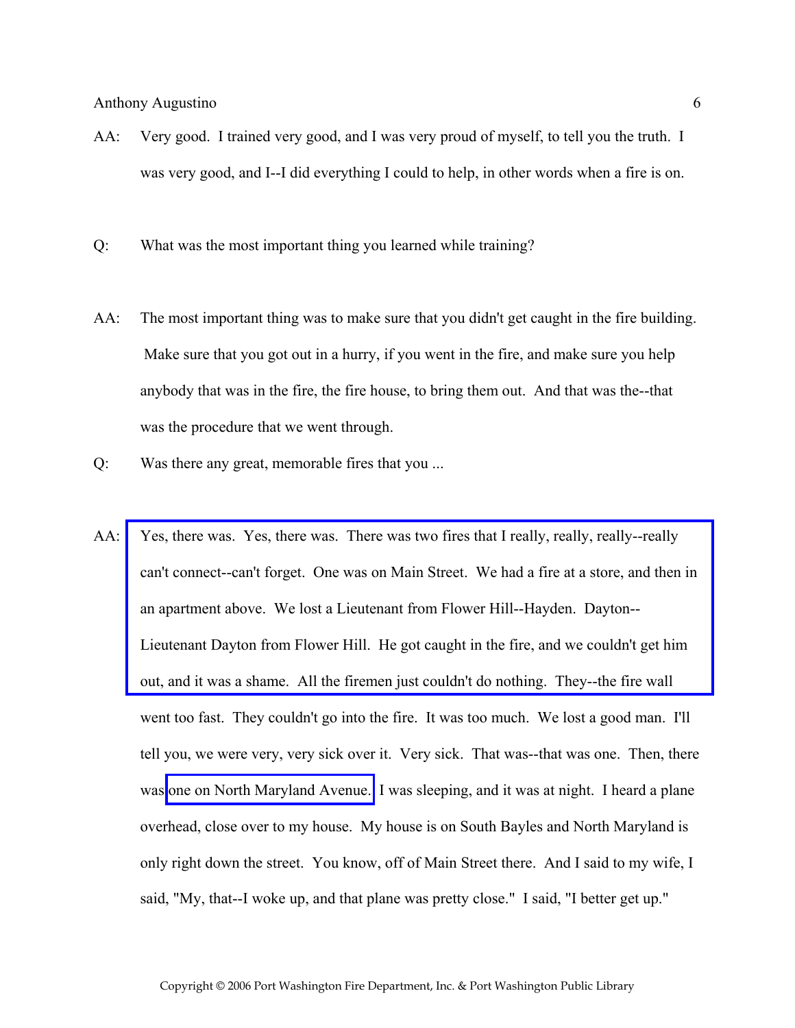AA: Very good. I trained very good, and I was very proud of myself, to tell you the truth. I was very good, and I--I did everything I could to help, in other words when a fire is on.

Q: What was the most important thing you learned while training?

AA: The most important thing was to make sure that you didn't get caught in the fire building. Make sure that you got out in a hurry, if you went in the fire, and make sure you help anybody that was in the fire, the fire house, to bring them out. And that was the--that was the procedure that we went through.

Q: Was there any great, memorable fires that you ...

AA: Yes, there was. Yes, there was. There was two fires that I really, really, really--really can't connect--can't forget. One was on Main Street. We had a fire at a store, and then in an apartment above. We lost a Lieutenant from Flower Hill--Hayden. Dayton--Lieutenant Dayton from Flower Hill. He got caught in the fire, and we couldn't get him out, and it was a shame. All the firemen just couldn't do nothing. They--the fire wall went too fast. They couldn't go into the fire. It was too much. We lost a good man. I'll tell you, we were very, very sick over it. Very sick. That was--that was one. Then, there was one on North Maryland Avenue. I was sleeping, and it was at night. I heard a plane overhead, close over to my house. My house is on South Bayles and North Maryland is only right down the street. You know, off of Main Street there. And I said to my wife, I said, "My, that--I woke up, and that plane was pretty close." I said, "I better get up."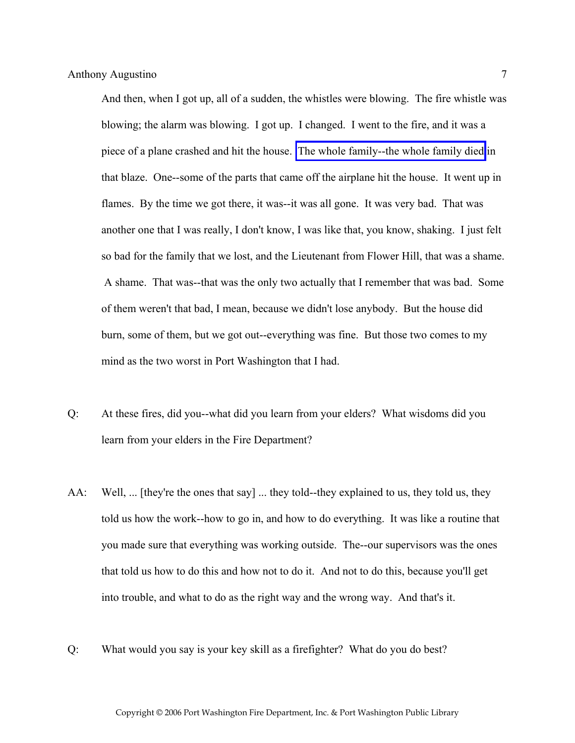And then, when I got up, all of a sudden, the whistles were blowing. The fire whistle was blowing; the alarm was blowing. I got up. I changed. I went to the fire, and it was a piece of a plane crashed and hit the house. The whole family--the whole family died in that blaze. One--some of the parts that came off the airplane hit the house. It went up in flames. By the time we got there, it was--it was all gone. It was very bad. That was another one that I was really, I don't know, I was like that, you know, shaking. I just felt so bad for the family that we lost, and the Lieutenant from Flower Hill, that was a shame. A shame. That was--that was the only two actually that I remember that was bad. Some of them weren't that bad, I mean, because we didn't lose anybody. But the house did burn, some of them, but we got out--everything was fine. But those two comes to my mind as the two worst in Port Washington that I had.

Q: At these fires, did you--what did you learn from your elders? What wisdoms did you learn from your elders in the Fire Department?

AA: Well, ... [they're the ones that say] ... they told--they explained to us, they told us, they told us how the work--how to go in, and how to do everything. It was like a routine that you made sure that everything was working outside. The--our supervisors was the ones that told us how to do this and how not to do it. And not to do this, because you'll get into trouble, and what to do as the right way and the wrong way. And that's it.

Q: What would you say is your key skill as a firefighter? What do you do best?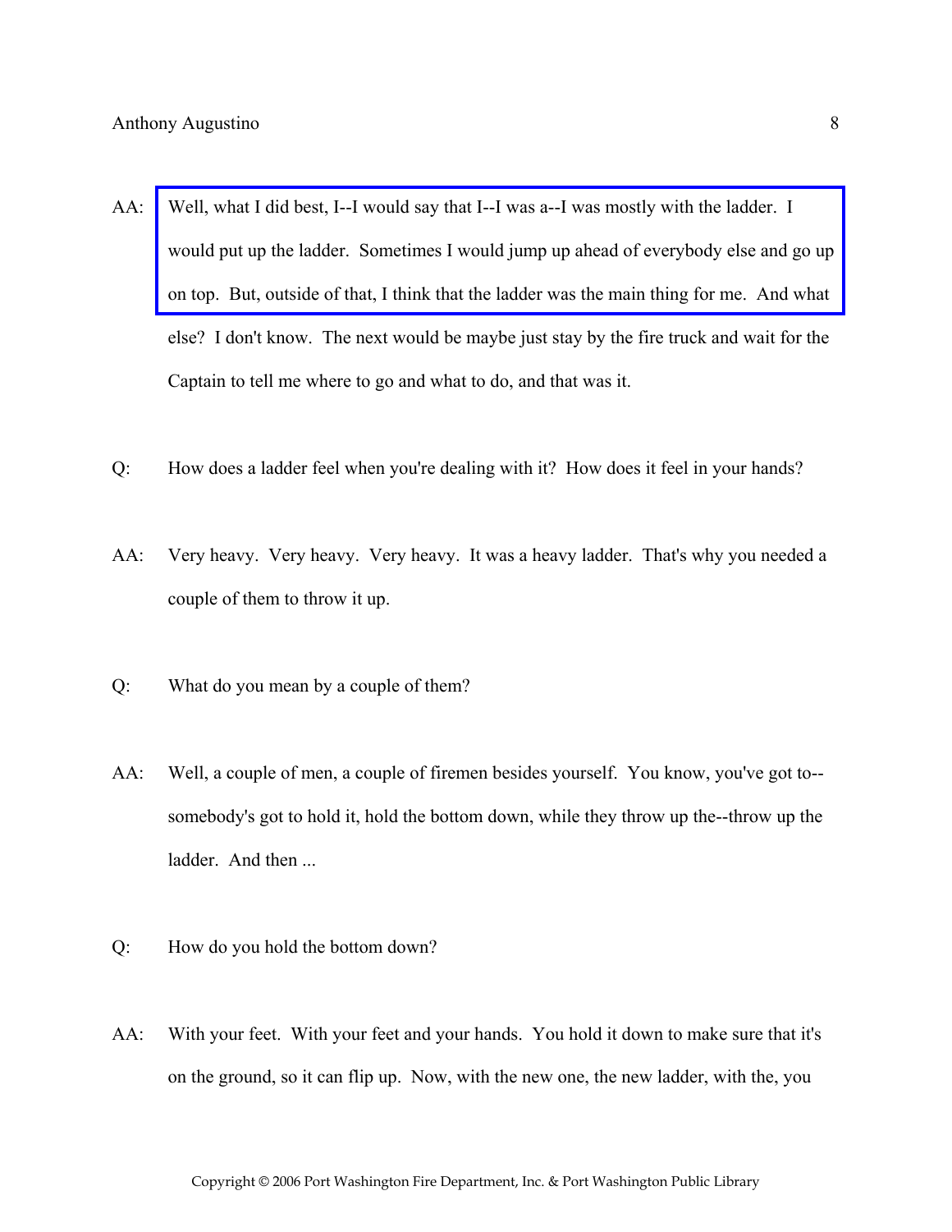AA: Well, what I did best, I--I would say that I--I was a--I was mostly with the ladder. I would put up the ladder. Sometimes I would jump up ahead of everybody else and go up on top. But, outside of that, I think that the ladder was the main thing for me. And what else? I don't know. The next would be maybe just stay by the fire truck and wait for the Captain to tell me where to go and what to do, and that was it.

Q: How does a ladder feel when you're dealing with it? How does it feel in your hands?

AA: Very heavy. Very heavy. Very heavy. It was a heavy ladder. That's why you needed a couple of them to throw it up.

Q: What do you mean by a couple of them?

AA: Well, a couple of men, a couple of firemen besides yourself. You know, you've got to--somebody's got to hold it, hold the bottom down, while they throw up the--throw up the ladder. And then ...

Q: How do you hold the bottom down?

AA: With your feet. With your feet and your hands. You hold it down to make sure that it's on the ground, so it can flip up. Now, with the new one, the new ladder, with the, you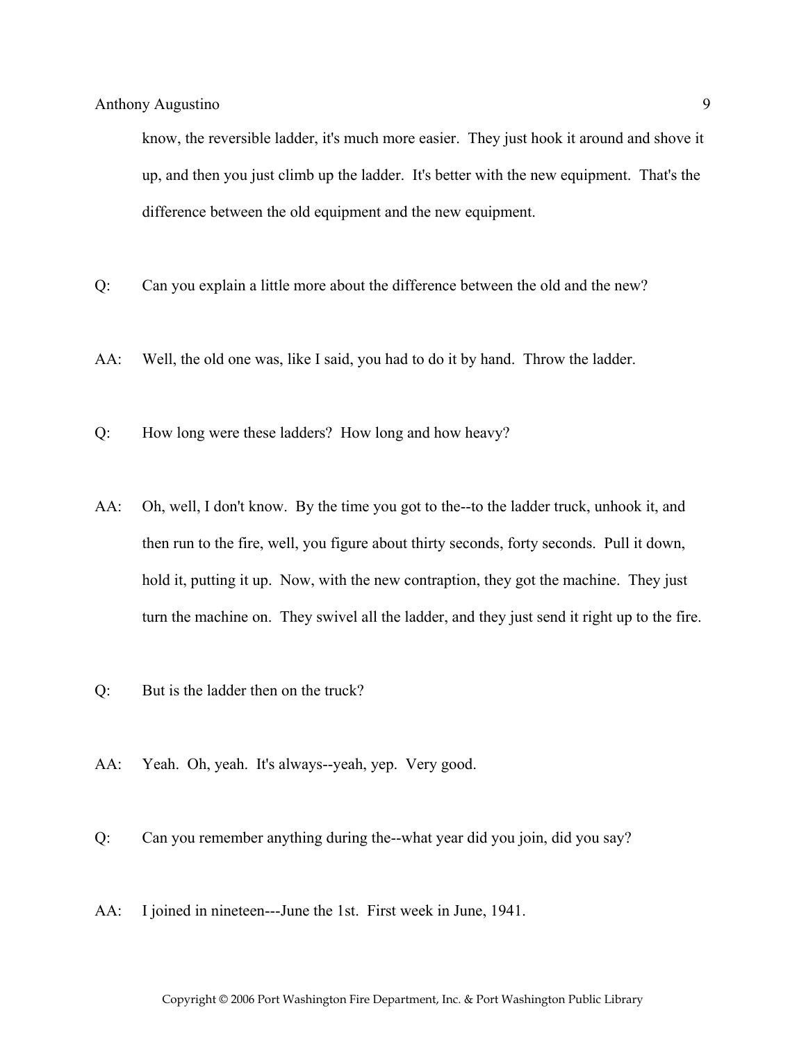know, the reversible ladder, it's much more easier. They just hook it around and shove it up, and then you just climb up the ladder. It's better with the new equipment. That's the difference between the old equipment and the new equipment.

Q: Can you explain a little more about the difference between the old and the new?

AA: Well, the old one was, like I said, you had to do it by hand. Throw the ladder.

Q: How long were these ladders? How long and how heavy?

AA: Oh, well, I don't know. By the time you got to the--to the ladder truck, unhook it, and then run to the fire, well, you figure about thirty seconds, forty seconds. Pull it down, hold it, putting it up. Now, with the new contraption, they got the machine. They just turn the machine on. They swivel all the ladder, and they just send it right up to the fire.

Q: But is the ladder then on the truck?

AA: Yeah. Oh, yeah. It's always--yeah, yep. Very good.

Q: Can you remember anything during the--what year did you join, did you say?

AA: I joined in nineteen---June the 1st. First week in June, 1941.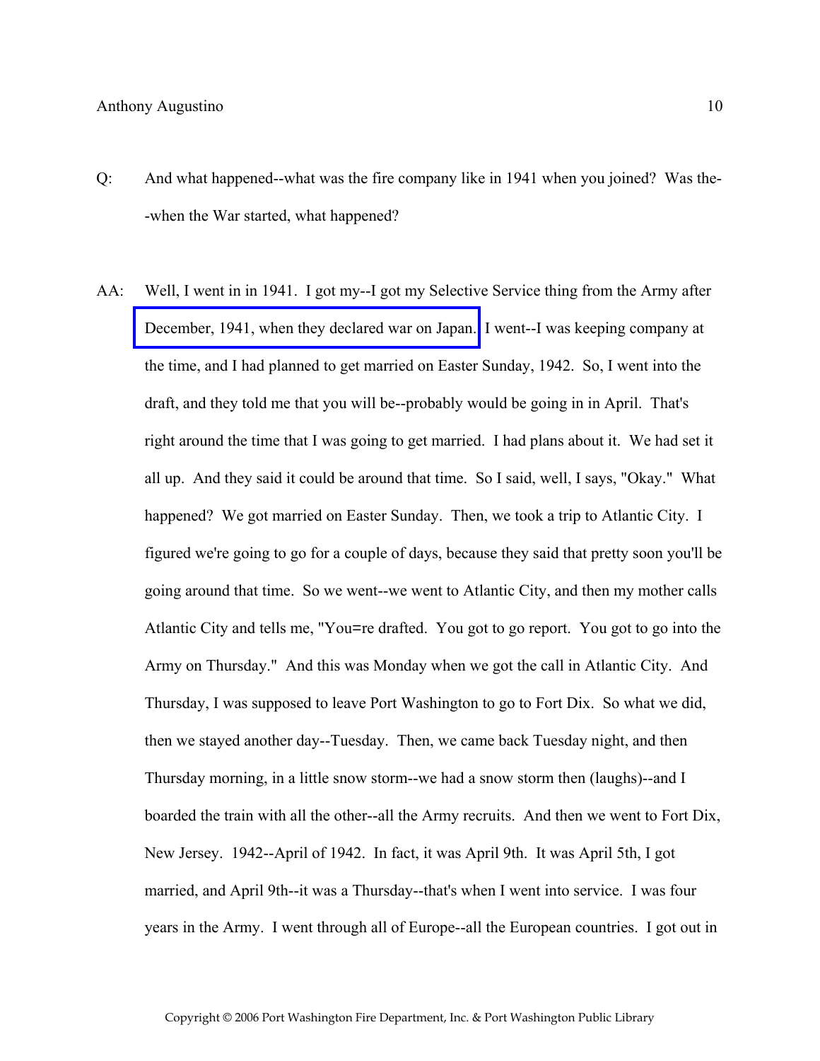Q: And what happened--what was the fire company like in 1941 when you joined? Was the--when the War started, what happened?

AA: Well, I went in in 1941. I got my--I got my Selective Service thing from the Army after December, 1941, when they declared war on Japan. I went--I was keeping company at the time, and I had planned to get married on Easter Sunday, 1942. So, I went into the draft, and they told me that you will be--probably would be going in in April. That's right around the time that I was going to get married. I had plans about it. We had set it all up. And they said it could be around that time. So I said, well, I says, "Okay." What happened? We got married on Easter Sunday. Then, we took a trip to Atlantic City. I figured we're going to go for a couple of days, because they said that pretty soon you'll be going around that time. So we went--we went to Atlantic City, and then my mother calls Atlantic City and tells me, "You=re drafted. You got to go report. You got to go into the Army on Thursday." And this was Monday when we got the call in Atlantic City. And Thursday, I was supposed to leave Port Washington to go to Fort Dix. So what we did, then we stayed another day--Tuesday. Then, we came back Tuesday night, and then Thursday morning, in a little snow storm--we had a snow storm then (laughs)--and I boarded the train with all the other--all the Army recruits. And then we went to Fort Dix, New Jersey. 1942--April of 1942. In fact, it was April 9th. It was April 5th, I got married, and April 9th--it was a Thursday--that's when I went into service. I was four years in the Army. I went through all of Europe--all the European countries. I got out in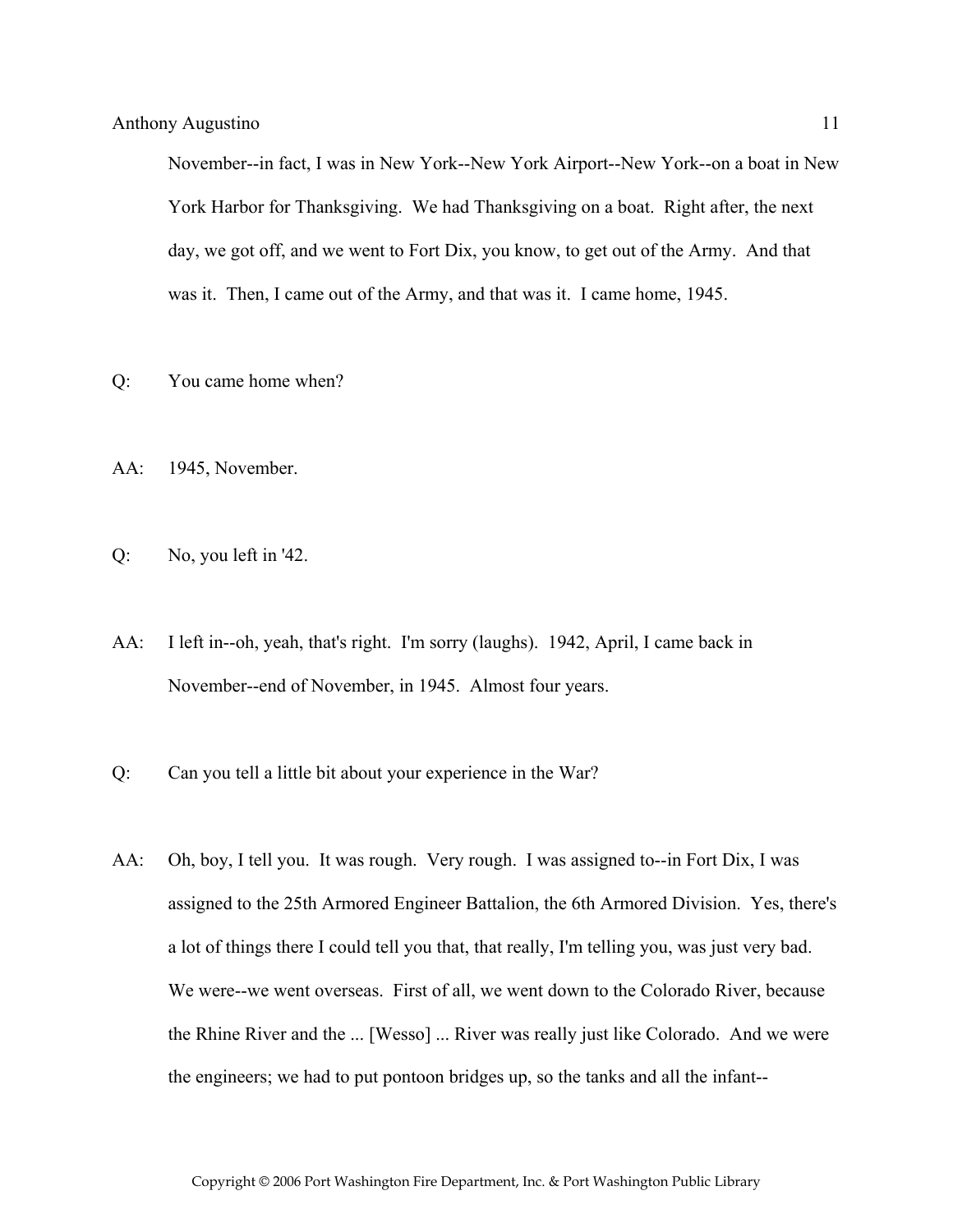November--in fact, I was in New York--New York Airport--New York--on a boat in New York Harbor for Thanksgiving. We had Thanksgiving on a boat. Right after, the next day, we got off, and we went to Fort Dix, you know, to get out of the Army. And that was it. Then, I came out of the Army, and that was it. I came home, 1945.

Q: You came home when?

AA: 1945, November.

Q: No, you left in '42.

AA: I left in--oh, yeah, that's right. I'm sorry (laughs). 1942, April, I came back in November--end of November, in 1945. Almost four years.

Q: Can you tell a little bit about your experience in the War?

AA: Oh, boy, I tell you. It was rough. Very rough. I was assigned to--in Fort Dix, I was assigned to the 25th Armored Engineer Battalion, the 6th Armored Division. Yes, there's a lot of things there I could tell you that, that really, I'm telling you, was just very bad. We were--we went overseas. First of all, we went down to the Colorado River, because the Rhine River and the ... [Wesso] ... River was really just like Colorado. And we were the engineers; we had to put pontoon bridges up, so the tanks and all the infant--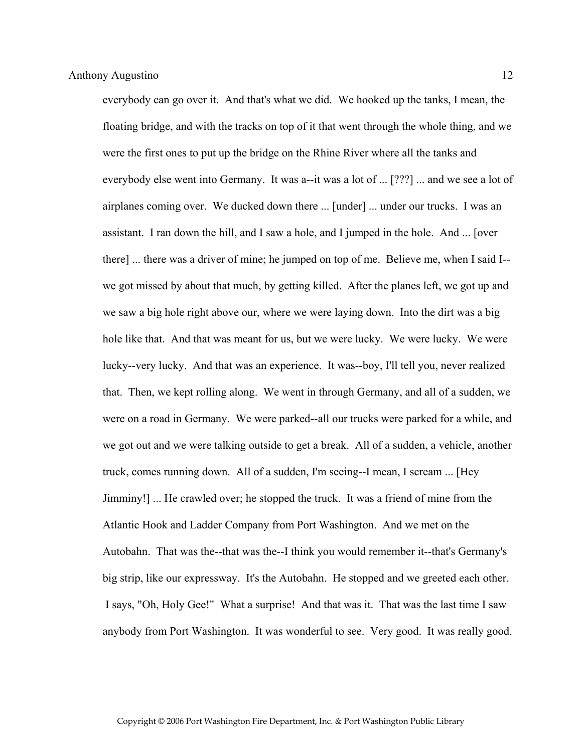everybody can go over it. And that's what we did. We hooked up the tanks, I mean, the floating bridge, and with the tracks on top of it that went through the whole thing, and we were the first ones to put up the bridge on the Rhine River where all the tanks and everybody else went into Germany. It was a--it was a lot of ... [???] ... and we see a lot of airplanes coming over. We ducked down there ... [under] ... under our trucks. I was an assistant. I ran down the hill, and I saw a hole, and I jumped in the hole. And ... [over there] ... there was a driver of mine; he jumped on top of me. Believe me, when I said I--we got missed by about that much, by getting killed. After the planes left, we got up and we saw a big hole right above our, where we were laying down. Into the dirt was a big hole like that. And that was meant for us, but we were lucky. We were lucky. We were lucky--very lucky. And that was an experience. It was--boy, I'll tell you, never realized that. Then, we kept rolling along. We went in through Germany, and all of a sudden, we were on a road in Germany. We were parked--all our trucks were parked for a while, and we got out and we were talking outside to get a break. All of a sudden, a vehicle, another truck, comes running down. All of a sudden, I'm seeing--I mean, I scream ... [Hey Jimminy!] ... He crawled over; he stopped the truck. It was a friend of mine from the Atlantic Hook and Ladder Company from Port Washington. And we met on the Autobahn. That was the--that was the--I think you would remember it--that's Germany's big strip, like our expressway. It's the Autobahn. He stopped and we greeted each other. I says, "Oh, Holy Gee!" What a surprise! And that was it. That was the last time I saw anybody from Port Washington. It was wonderful to see. Very good. It was really good.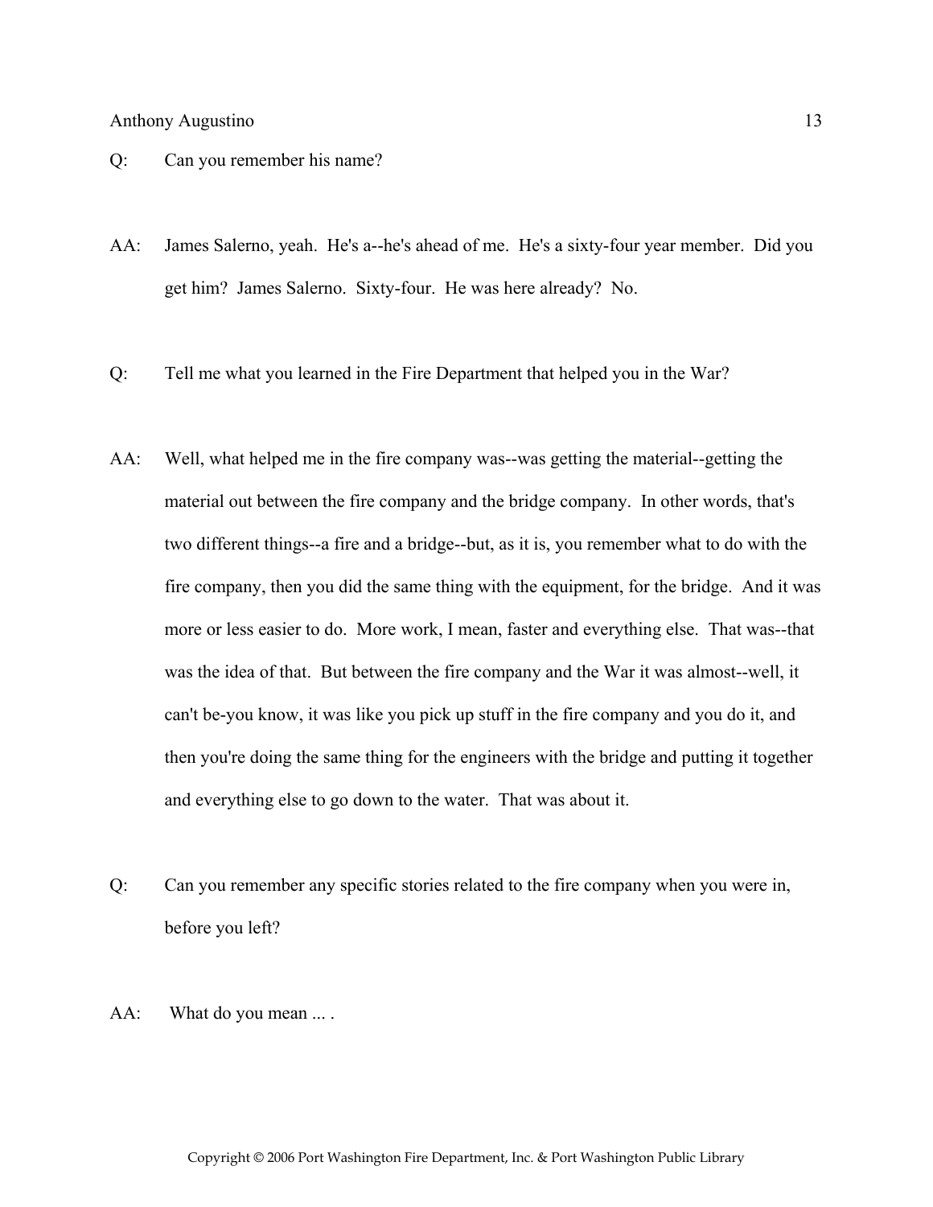Q: Can you remember his name?

AA: James Salerno, yeah. He's a--he's ahead of me. He's a sixty-four year member. Did you get him? James Salerno. Sixty-four. He was here already? No.

Q: Tell me what you learned in the Fire Department that helped you in the War?

AA: Well, what helped me in the fire company was--was getting the material--getting the material out between the fire company and the bridge company. In other words, that's two different things--a fire and a bridge--but, as it is, you remember what to do with the fire company, then you did the same thing with the equipment, for the bridge. And it was more or less easier to do. More work, I mean, faster and everything else. That was--that was the idea of that. But between the fire company and the War it was almost--well, it can't be-you know, it was like you pick up stuff in the fire company and you do it, and then you're doing the same thing for the engineers with the bridge and putting it together and everything else to go down to the water. That was about it.

Q: Can you remember any specific stories related to the fire company when you were in, before you left?

AA: What do you mean ... .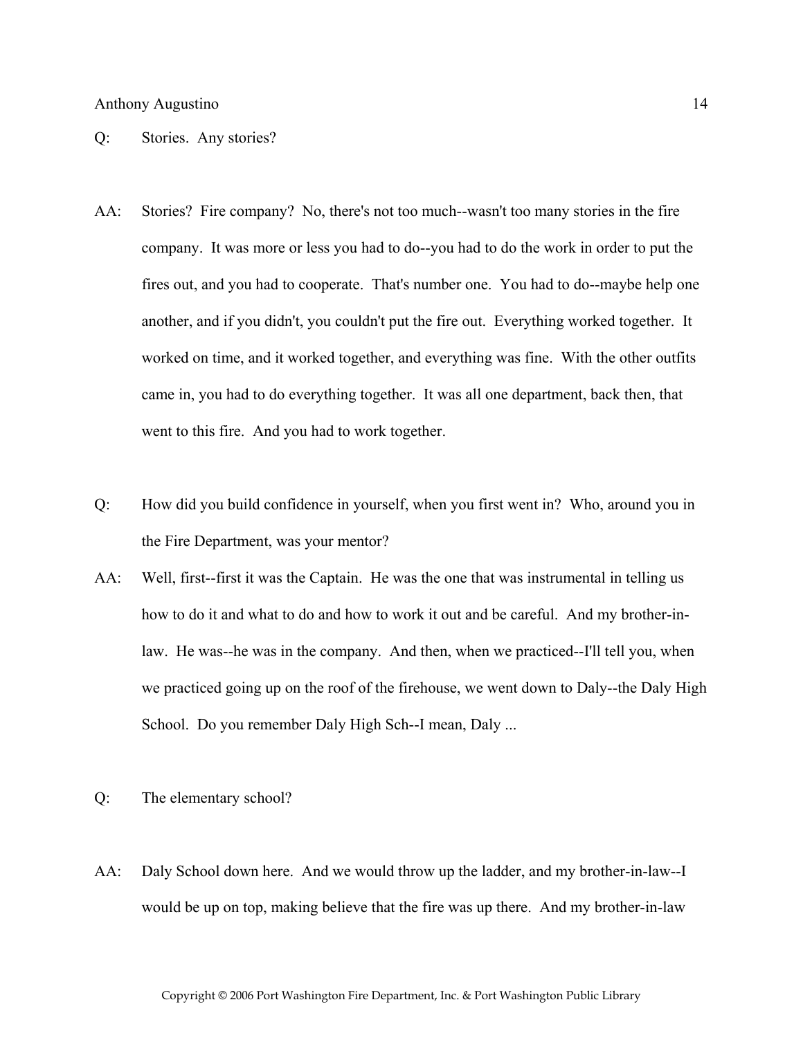Q: Stories. Any stories?

AA: Stories? Fire company? No, there's not too much--wasn't too many stories in the fire company. It was more or less you had to do--you had to do the work in order to put the fires out, and you had to cooperate. That's number one. You had to do--maybe help one another, and if you didn't, you couldn't put the fire out. Everything worked together. It worked on time, and it worked together, and everything was fine. With the other outfits came in, you had to do everything together. It was all one department, back then, that went to this fire. And you had to work together.

Q: How did you build confidence in yourself, when you first went in? Who, around you in the Fire Department, was your mentor?

AA: Well, first--first it was the Captain. He was the one that was instrumental in telling us how to do it and what to do and how to work it out and be careful. And my brother-in-law. He was--he was in the company. And then, when we practiced--I'll tell you, when we practiced going up on the roof of the firehouse, we went down to Daly--the Daly High School. Do you remember Daly High Sch--I mean, Daly ...

Q: The elementary school?

AA: Daly School down here. And we would throw up the ladder, and my brother-in-law--I would be up on top, making believe that the fire was up there. And my brother-in-law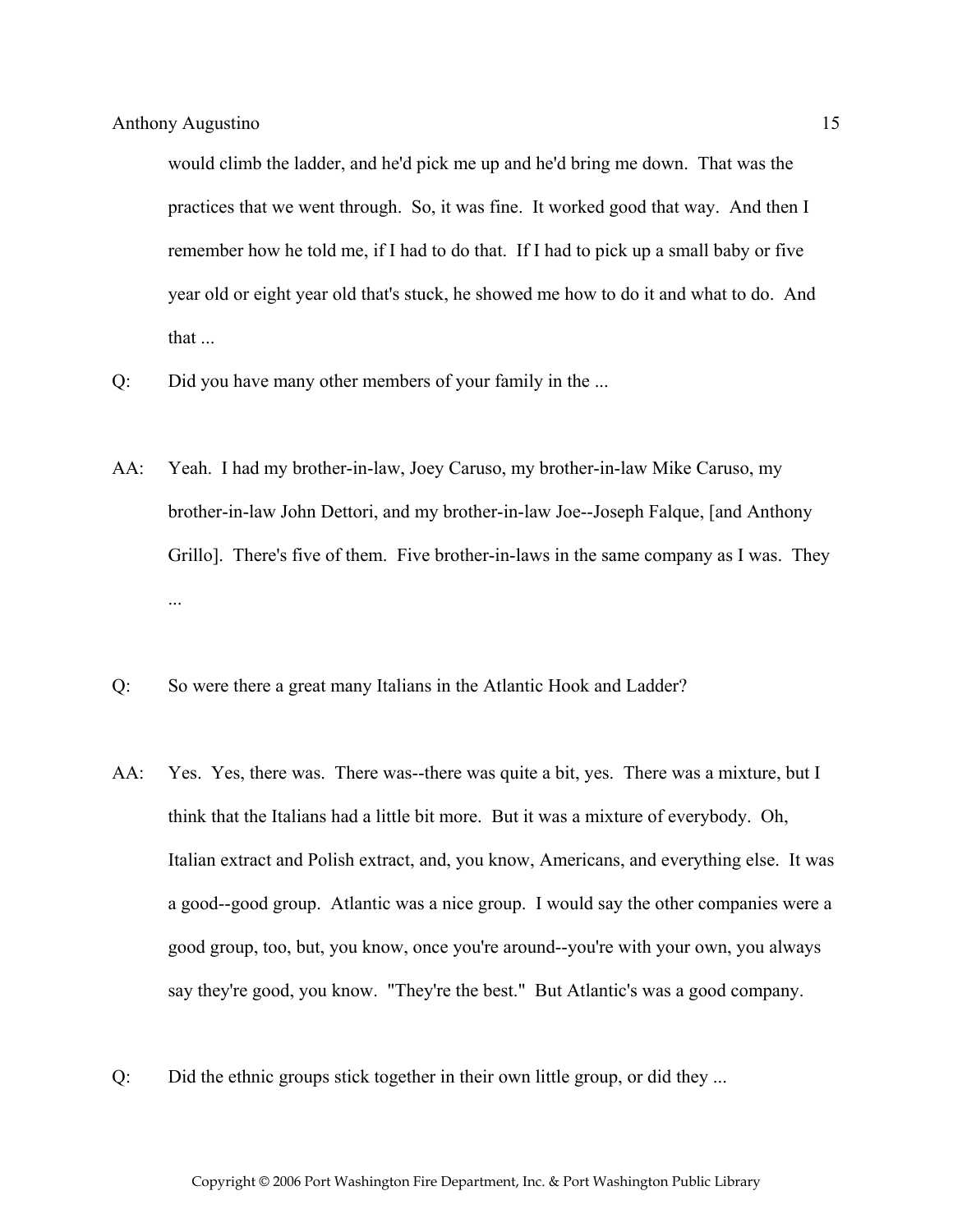would climb the ladder, and he'd pick me up and he'd bring me down. That was the practices that we went through. So, it was fine. It worked good that way. And then I remember how he told me, if I had to do that. If I had to pick up a small baby or five year old or eight year old that's stuck, he showed me how to do it and what to do. And that ...

Q: Did you have many other members of your family in the ...

AA: Yeah. I had my brother-in-law, Joey Caruso, my brother-in-law Mike Caruso, my brother-in-law John Dettori, and my brother-in-law Joe--Joseph Falque, [and Anthony Grillo]. There's five of them. Five brother-in-laws in the same company as I was. They ...

Q: So were there a great many Italians in the Atlantic Hook and Ladder?

AA: Yes. Yes, there was. There was--there was quite a bit, yes. There was a mixture, but I think that the Italians had a little bit more. But it was a mixture of everybody. Oh, Italian extract and Polish extract, and, you know, Americans, and everything else. It was a good--good group. Atlantic was a nice group. I would say the other companies were a good group, too, but, you know, once you're around--you're with your own, you always say they're good, you know. "They're the best." But Atlantic's was a good company.

Q: Did the ethnic groups stick together in their own little group, or did they ...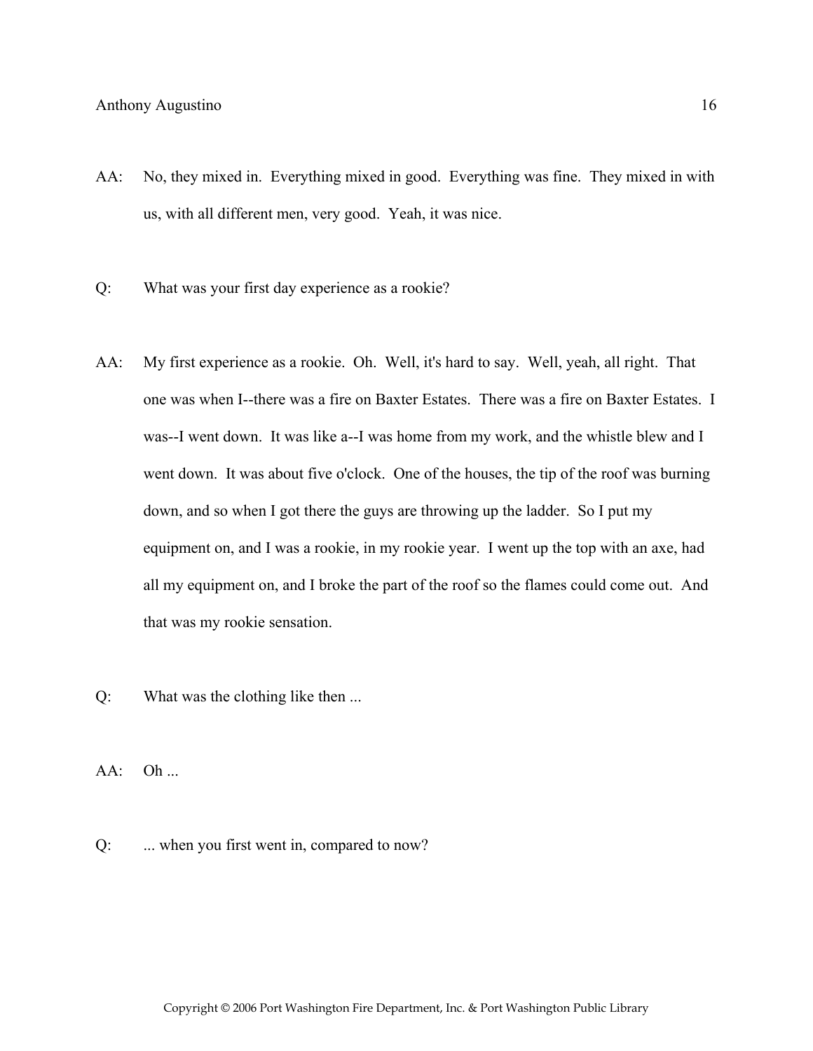AA: No, they mixed in. Everything mixed in good. Everything was fine. They mixed in with us, with all different men, very good. Yeah, it was nice.

Q: What was your first day experience as a rookie?

AA: My first experience as a rookie. Oh. Well, it's hard to say. Well, yeah, all right. That one was when I--there was a fire on Baxter Estates. There was a fire on Baxter Estates. I was--I went down. It was like a--I was home from my work, and the whistle blew and I went down. It was about five o'clock. One of the houses, the tip of the roof was burning down, and so when I got there the guys are throwing up the ladder. So I put my equipment on, and I was a rookie, in my rookie year. I went up the top with an axe, had all my equipment on, and I broke the part of the roof so the flames could come out. And that was my rookie sensation.

Q: What was the clothing like then ...

AA: Oh ...

Q: ... when you first went in, compared to now?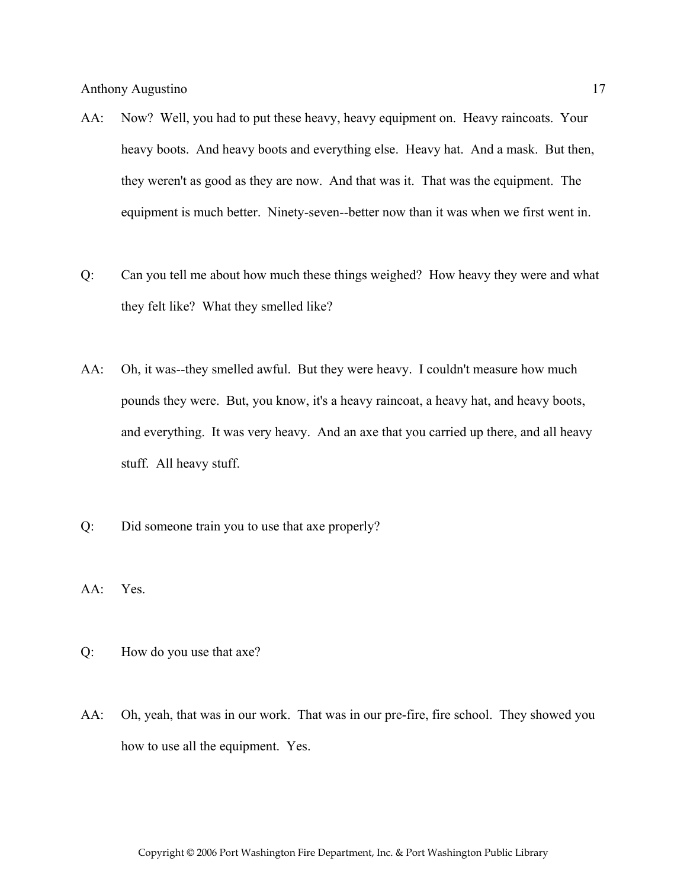AA: Now? Well, you had to put these heavy, heavy equipment on. Heavy raincoats. Your heavy boots. And heavy boots and everything else. Heavy hat. And a mask. But then, they weren't as good as they are now. And that was it. That was the equipment. The equipment is much better. Ninety-seven--better now than it was when we first went in.

Q: Can you tell me about how much these things weighed? How heavy they were and what they felt like? What they smelled like?

AA: Oh, it was--they smelled awful. But they were heavy. I couldn't measure how much pounds they were. But, you know, it's a heavy raincoat, a heavy hat, and heavy boots, and everything. It was very heavy. And an axe that you carried up there, and all heavy stuff. All heavy stuff.

Q: Did someone train you to use that axe properly?

AA: Yes.

Q: How do you use that axe?

AA: Oh, yeah, that was in our work. That was in our pre-fire, fire school. They showed you how to use all the equipment. Yes.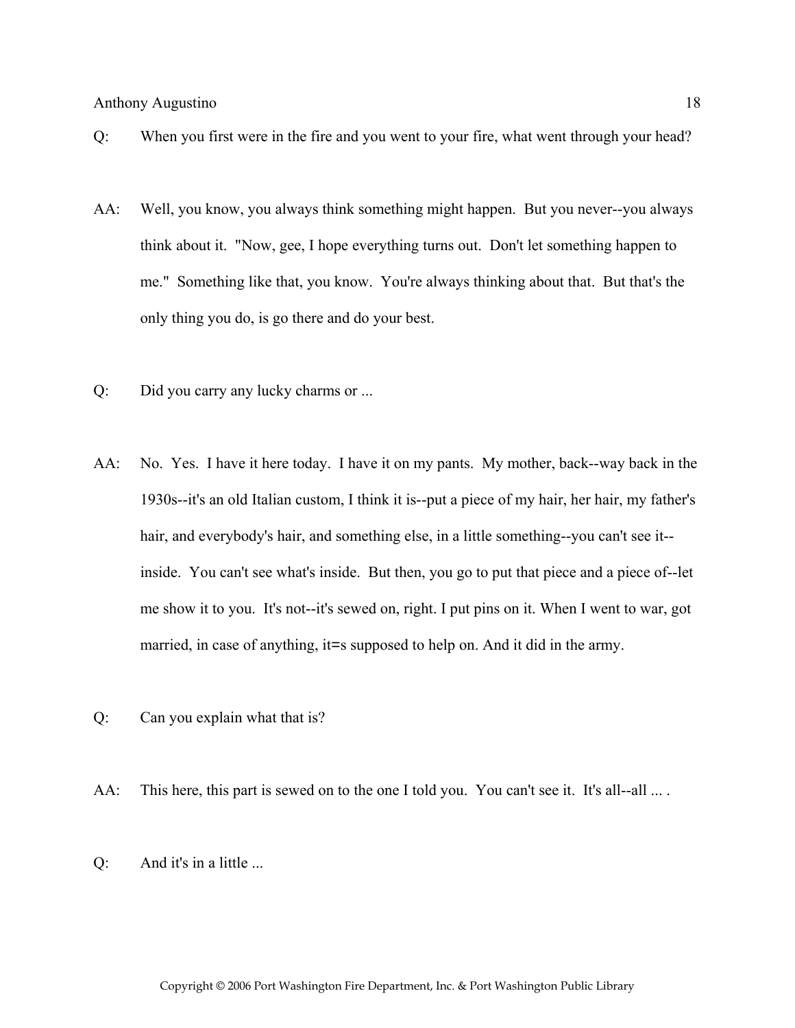Q: When you first were in the fire and you went to your fire, what went through your head?

AA: Well, you know, you always think something might happen. But you never--you always think about it. "Now, gee, I hope everything turns out. Don't let something happen to me." Something like that, you know. You're always thinking about that. But that's the only thing you do, is go there and do your best.

Q: Did you carry any lucky charms or ...

AA: No. Yes. I have it here today. I have it on my pants. My mother, back--way back in the 1930s--it's an old Italian custom, I think it is--put a piece of my hair, her hair, my father's hair, and everybody's hair, and something else, in a little something--you can't see it--inside. You can't see what's inside. But then, you go to put that piece and a piece of--let me show it to you. It's not--it's sewed on, right. I put pins on it. When I went to war, got married, in case of anything, it=s supposed to help on. And it did in the army.

Q: Can you explain what that is?

AA: This here, this part is sewed on to the one I told you. You can't see it. It's all--all ... .

Q: And it's in a little ...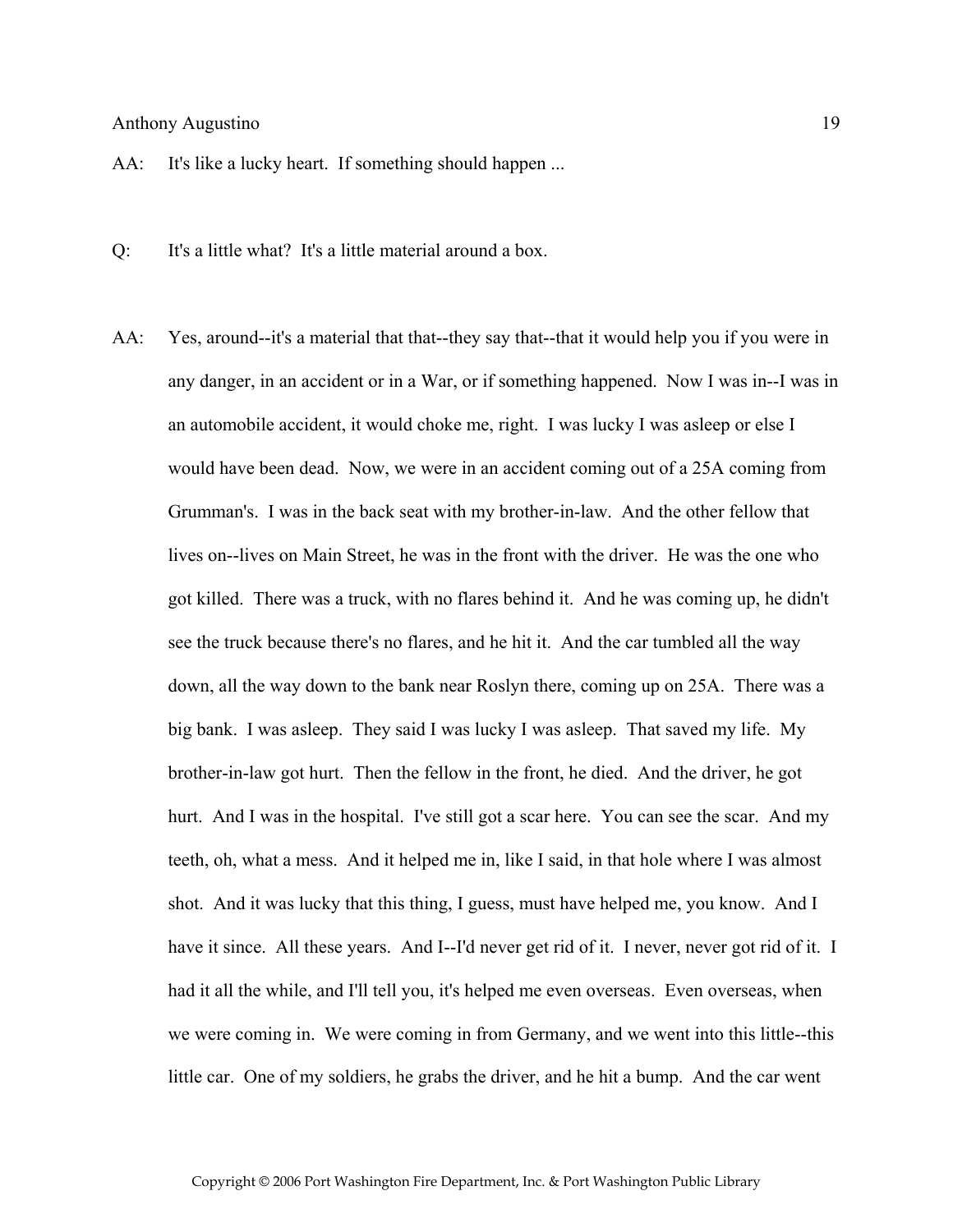AA: It's like a lucky heart. If something should happen ...

Q: It's a little what? It's a little material around a box.

AA: Yes, around--it's a material that that--they say that--that it would help you if you were in any danger, in an accident or in a War, or if something happened. Now I was in--I was in an automobile accident, it would choke me, right. I was lucky I was asleep or else I would have been dead. Now, we were in an accident coming out of a 25A coming from Grumman's. I was in the back seat with my brother-in-law. And the other fellow that lives on--lives on Main Street, he was in the front with the driver. He was the one who got killed. There was a truck, with no flares behind it. And he was coming up, he didn't see the truck because there's no flares, and he hit it. And the car tumbled all the way down, all the way down to the bank near Roslyn there, coming up on 25A. There was a big bank. I was asleep. They said I was lucky I was asleep. That saved my life. My brother-in-law got hurt. Then the fellow in the front, he died. And the driver, he got hurt. And I was in the hospital. I've still got a scar here. You can see the scar. And my teeth, oh, what a mess. And it helped me in, like I said, in that hole where I was almost shot. And it was lucky that this thing, I guess, must have helped me, you know. And I have it since. All these years. And I--I'd never get rid of it. I never, never got rid of it. I had it all the while, and I'll tell you, it's helped me even overseas. Even overseas, when we were coming in. We were coming in from Germany, and we went into this little--this little car. One of my soldiers, he grabs the driver, and he hit a bump. And the car went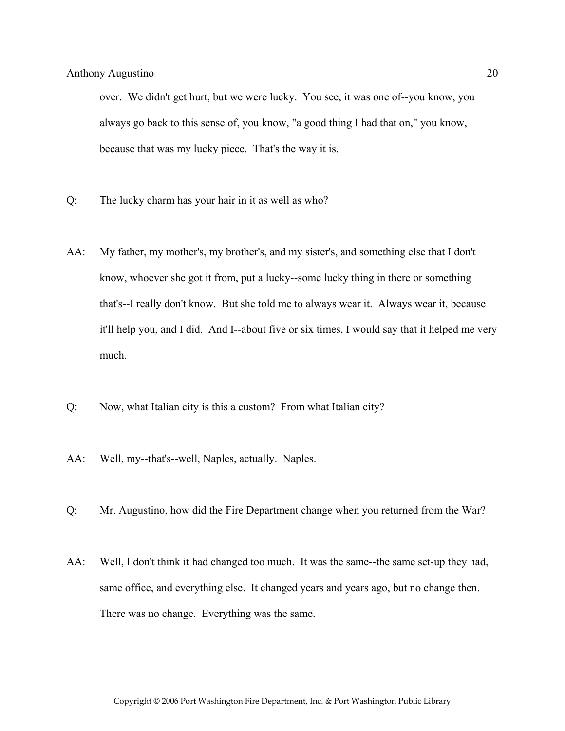over. We didn't get hurt, but we were lucky. You see, it was one of--you know, you always go back to this sense of, you know, "a good thing I had that on," you know, because that was my lucky piece. That's the way it is.

Q: The lucky charm has your hair in it as well as who?

AA: My father, my mother's, my brother's, and my sister's, and something else that I don't know, whoever she got it from, put a lucky--some lucky thing in there or something that's--I really don't know. But she told me to always wear it. Always wear it, because it'll help you, and I did. And I--about five or six times, I would say that it helped me very much.

Q: Now, what Italian city is this a custom? From what Italian city?

AA: Well, my--that's--well, Naples, actually. Naples.

Q: Mr. Augustino, how did the Fire Department change when you returned from the War?

AA: Well, I don't think it had changed too much. It was the same--the same set-up they had, same office, and everything else. It changed years and years ago, but no change then. There was no change. Everything was the same.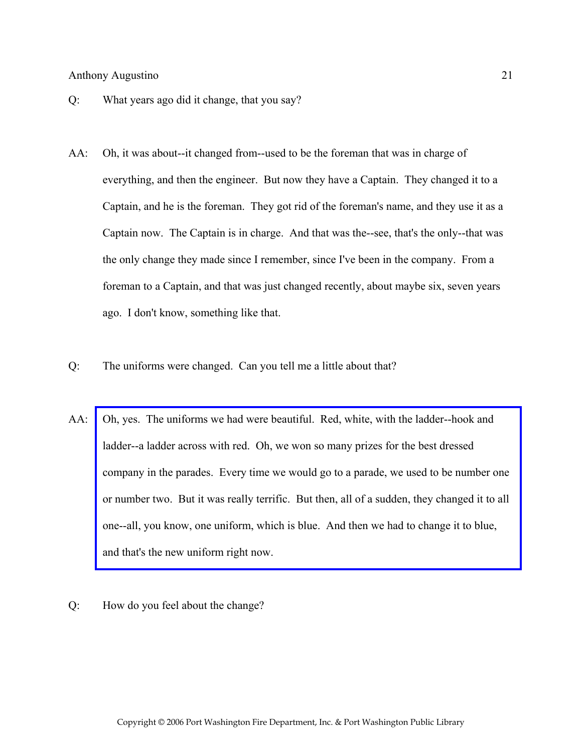Q: What years ago did it change, that you say?

AA: Oh, it was about--it changed from--used to be the foreman that was in charge of everything, and then the engineer. But now they have a Captain. They changed it to a Captain, and he is the foreman. They got rid of the foreman's name, and they use it as a Captain now. The Captain is in charge. And that was the--see, that's the only--that was the only change they made since I remember, since I've been in the company. From a foreman to a Captain, and that was just changed recently, about maybe six, seven years ago. I don't know, something like that.

Q: The uniforms were changed. Can you tell me a little about that?

AA: Oh, yes. The uniforms we had were beautiful. Red, white, with the ladder--hook and ladder--a ladder across with red. Oh, we won so many prizes for the best dressed company in the parades. Every time we would go to a parade, we used to be number one or number two. But it was really terrific. But then, all of a sudden, they changed it to all one--all, you know, one uniform, which is blue. And then we had to change it to blue, and that's the new uniform right now.

Q: How do you feel about the change?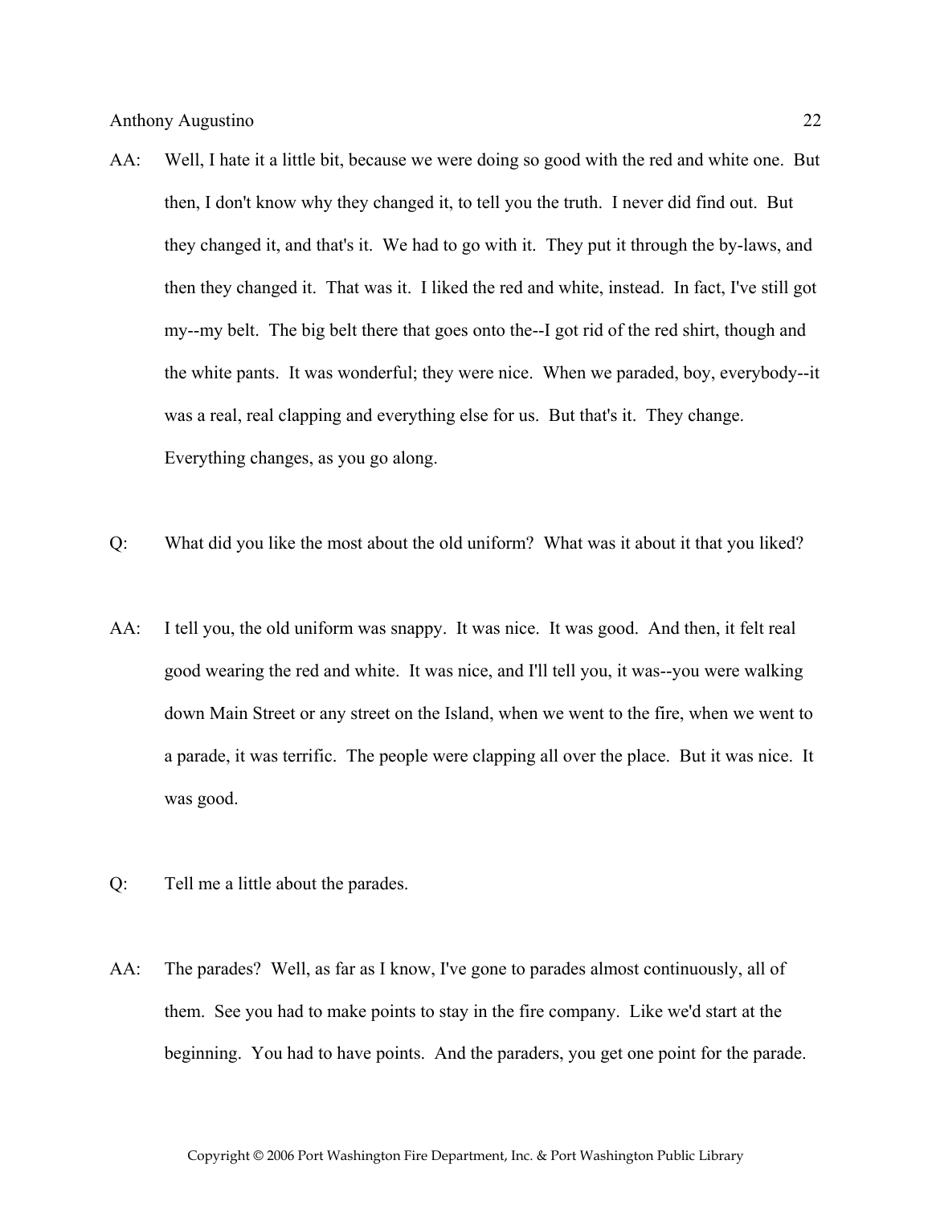AA: Well, I hate it a little bit, because we were doing so good with the red and white one. But then, I don't know why they changed it, to tell you the truth. I never did find out. But they changed it, and that's it. We had to go with it. They put it through the by-laws, and then they changed it. That was it. I liked the red and white, instead. In fact, I've still got my--my belt. The big belt there that goes onto the--I got rid of the red shirt, though and the white pants. It was wonderful; they were nice. When we paraded, boy, everybody--it was a real, real clapping and everything else for us. But that's it. They change. Everything changes, as you go along.

Q: What did you like the most about the old uniform? What was it about it that you liked?

AA: I tell you, the old uniform was snappy. It was nice. It was good. And then, it felt real good wearing the red and white. It was nice, and I'll tell you, it was--you were walking down Main Street or any street on the Island, when we went to the fire, when we went to a parade, it was terrific. The people were clapping all over the place. But it was nice. It was good.

Q: Tell me a little about the parades.

AA: The parades? Well, as far as I know, I've gone to parades almost continuously, all of them. See you had to make points to stay in the fire company. Like we'd start at the beginning. You had to have points. And the paraders, you get one point for the parade.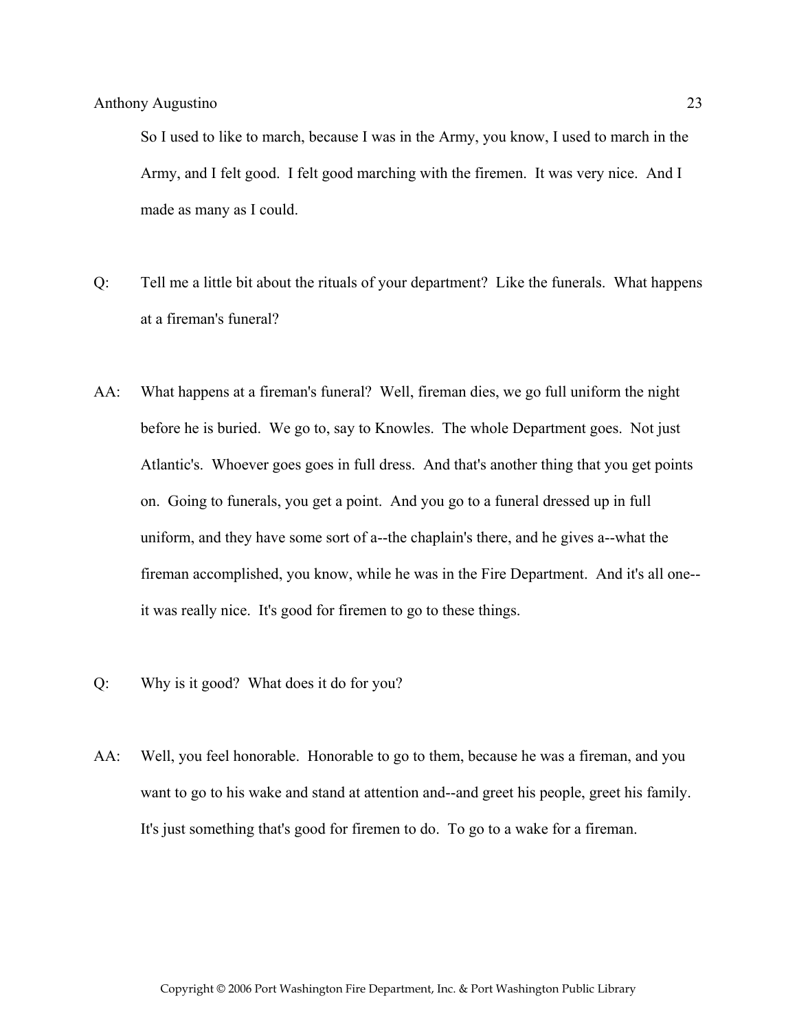So I used to like to march, because I was in the Army, you know, I used to march in the Army, and I felt good. I felt good marching with the firemen. It was very nice. And I made as many as I could.

Q: Tell me a little bit about the rituals of your department? Like the funerals. What happens at a fireman's funeral?

AA: What happens at a fireman's funeral? Well, fireman dies, we go full uniform the night before he is buried. We go to, say to Knowles. The whole Department goes. Not just Atlantic's. Whoever goes goes in full dress. And that's another thing that you get points on. Going to funerals, you get a point. And you go to a funeral dressed up in full uniform, and they have some sort of a--the chaplain's there, and he gives a--what the fireman accomplished, you know, while he was in the Fire Department. And it's all one--it was really nice. It's good for firemen to go to these things.

Q: Why is it good? What does it do for you?

AA: Well, you feel honorable. Honorable to go to them, because he was a fireman, and you want to go to his wake and stand at attention and--and greet his people, greet his family. It's just something that's good for firemen to do. To go to a wake for a fireman.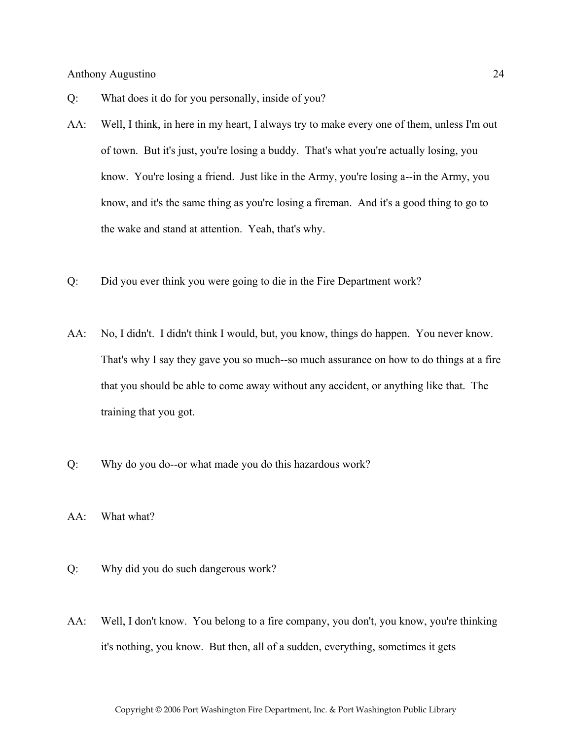Q: What does it do for you personally, inside of you?

AA: Well, I think, in here in my heart, I always try to make every one of them, unless I'm out of town. But it's just, you're losing a buddy. That's what you're actually losing, you know. You're losing a friend. Just like in the Army, you're losing a--in the Army, you know, and it's the same thing as you're losing a fireman. And it's a good thing to go to the wake and stand at attention. Yeah, that's why.

Q: Did you ever think you were going to die in the Fire Department work?

AA: No, I didn't. I didn't think I would, but, you know, things do happen. You never know. That's why I say they gave you so much--so much assurance on how to do things at a fire that you should be able to come away without any accident, or anything like that. The training that you got.

Q: Why do you do--or what made you do this hazardous work?

AA: What what?

Q: Why did you do such dangerous work?

AA: Well, I don't know. You belong to a fire company, you don't, you know, you're thinking it's nothing, you know. But then, all of a sudden, everything, sometimes it gets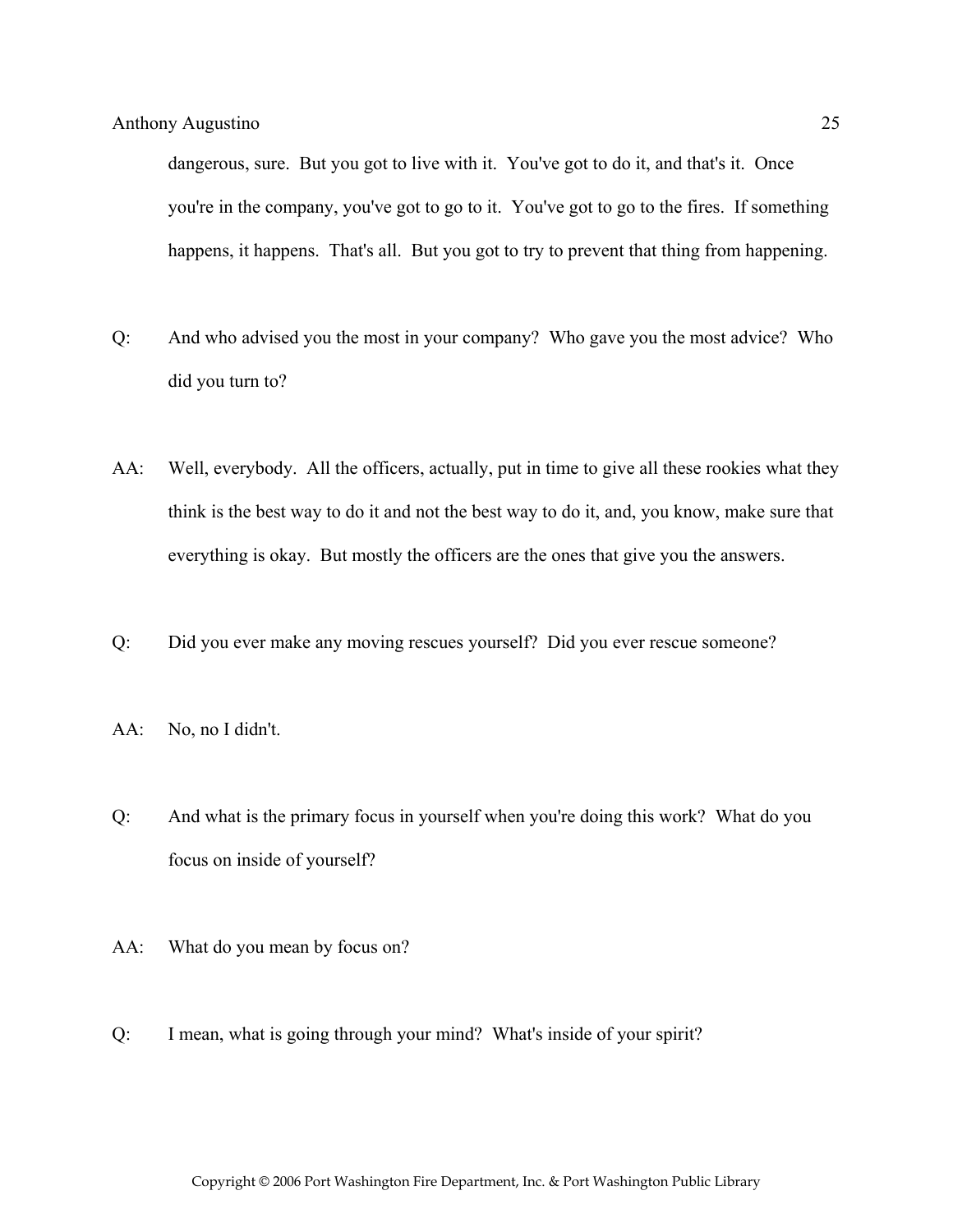dangerous, sure. But you got to live with it. You've got to do it, and that's it. Once you're in the company, you've got to go to it. You've got to go to the fires. If something happens, it happens. That's all. But you got to try to prevent that thing from happening.

Q: And who advised you the most in your company? Who gave you the most advice? Who did you turn to?

AA: Well, everybody. All the officers, actually, put in time to give all these rookies what they think is the best way to do it and not the best way to do it, and, you know, make sure that everything is okay. But mostly the officers are the ones that give you the answers.

Q: Did you ever make any moving rescues yourself? Did you ever rescue someone?

AA: No, no I didn't.

Q: And what is the primary focus in yourself when you're doing this work? What do you focus on inside of yourself?

AA: What do you mean by focus on?

Q: I mean, what is going through your mind? What's inside of your spirit?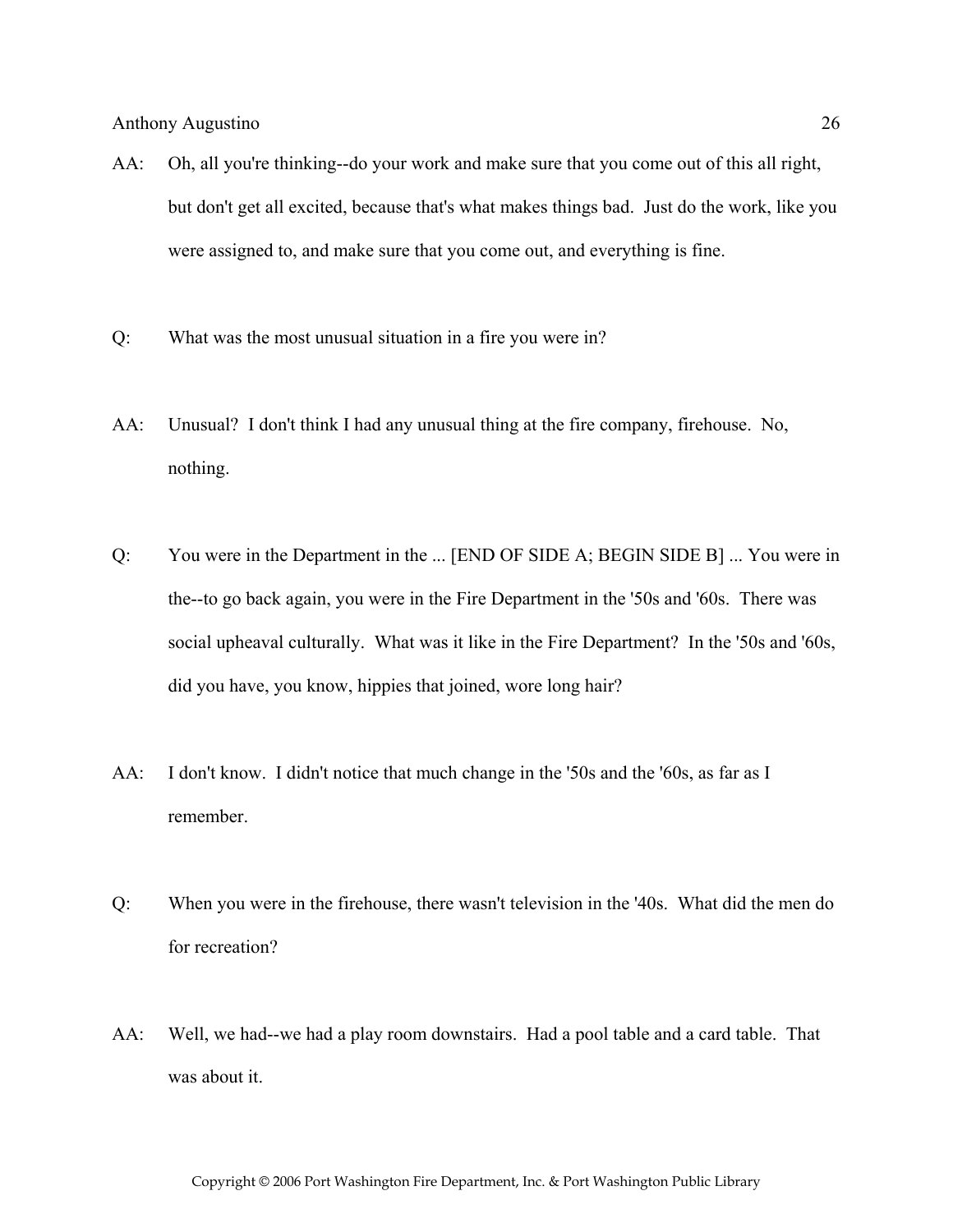AA: Oh, all you're thinking--do your work and make sure that you come out of this all right, but don't get all excited, because that's what makes things bad. Just do the work, like you were assigned to, and make sure that you come out, and everything is fine.

Q: What was the most unusual situation in a fire you were in?

AA: Unusual? I don't think I had any unusual thing at the fire company, firehouse. No, nothing.

Q: You were in the Department in the ... [END OF SIDE A; BEGIN SIDE B] ... You were in the--to go back again, you were in the Fire Department in the '50s and '60s. There was social upheaval culturally. What was it like in the Fire Department? In the '50s and '60s, did you have, you know, hippies that joined, wore long hair?

AA: I don't know. I didn't notice that much change in the '50s and the '60s, as far as I remember.

Q: When you were in the firehouse, there wasn't television in the '40s. What did the men do for recreation?

AA: Well, we had--we had a play room downstairs. Had a pool table and a card table. That was about it.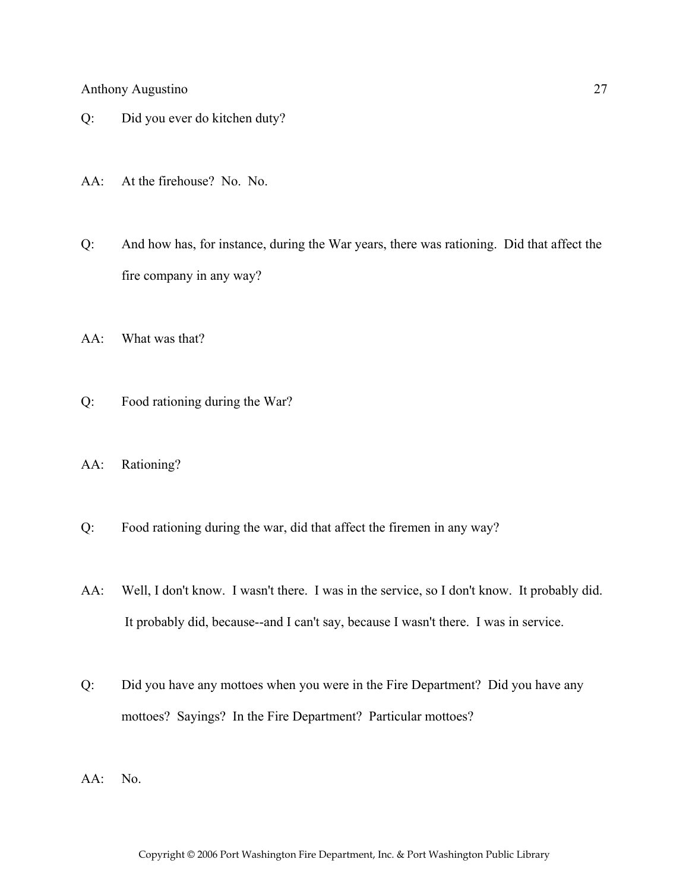Q: Did you ever do kitchen duty?

AA: At the firehouse? No. No.

Q: And how has, for instance, during the War years, there was rationing. Did that affect the fire company in any way?

AA: What was that?

Q: Food rationing during the War?

AA: Rationing?

Q: Food rationing during the war, did that affect the firemen in any way?

AA: Well, I don't know. I wasn't there. I was in the service, so I don't know. It probably did. It probably did, because--and I can't say, because I wasn't there. I was in service.

Q: Did you have any mottoes when you were in the Fire Department? Did you have any mottoes? Sayings? In the Fire Department? Particular mottoes?

AA: No.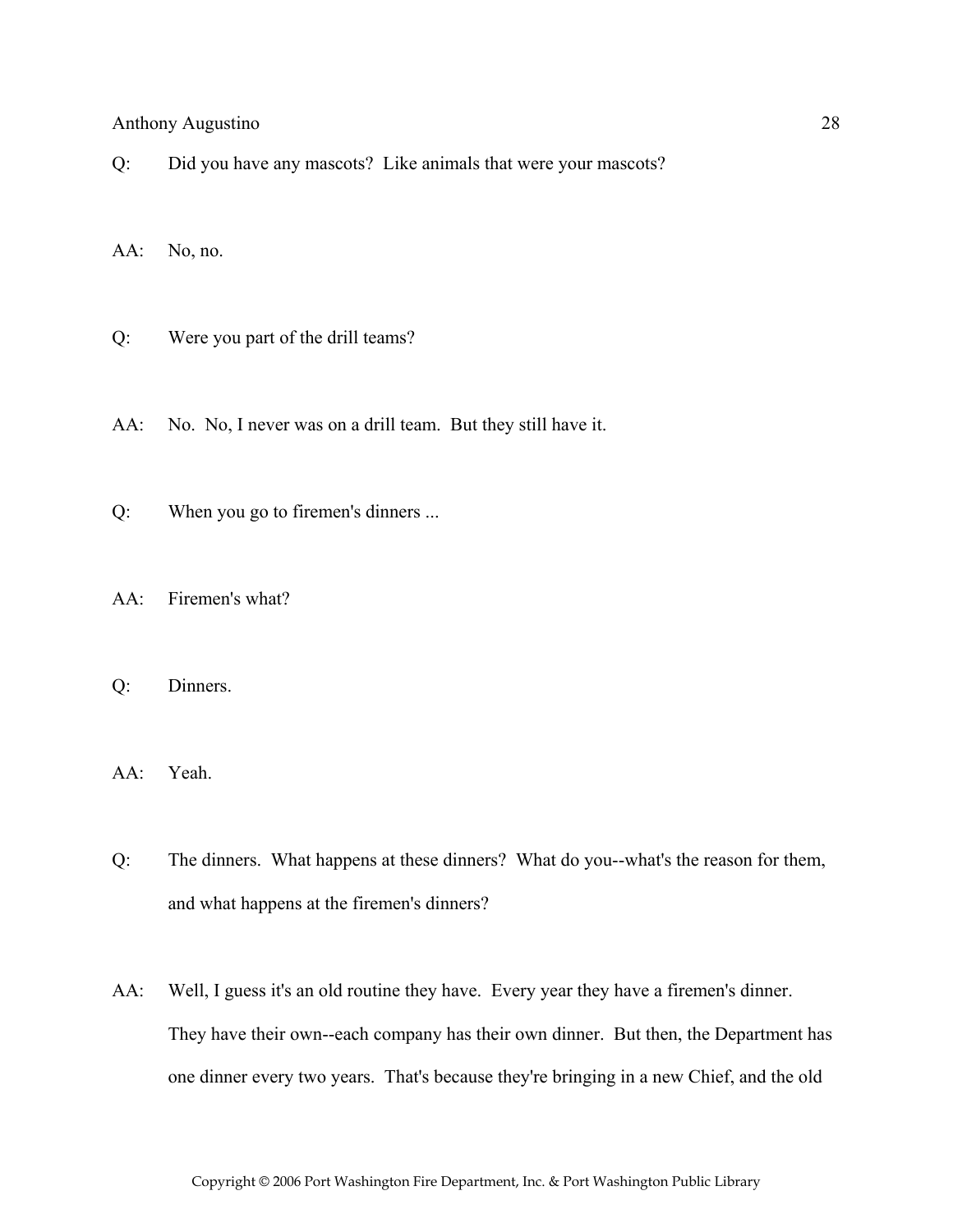Q: Did you have any mascots? Like animals that were your mascots?

AA: No, no.

Q: Were you part of the drill teams?

AA: No. No, I never was on a drill team. But they still have it.

Q: When you go to firemen's dinners ...

AA: Firemen's what?

Q: Dinners.

AA: Yeah.

Q: The dinners. What happens at these dinners? What do you--what's the reason for them, and what happens at the firemen's dinners?

AA: Well, I guess it's an old routine they have. Every year they have a firemen's dinner. They have their own--each company has their own dinner. But then, the Department has one dinner every two years. That's because they're bringing in a new Chief, and the old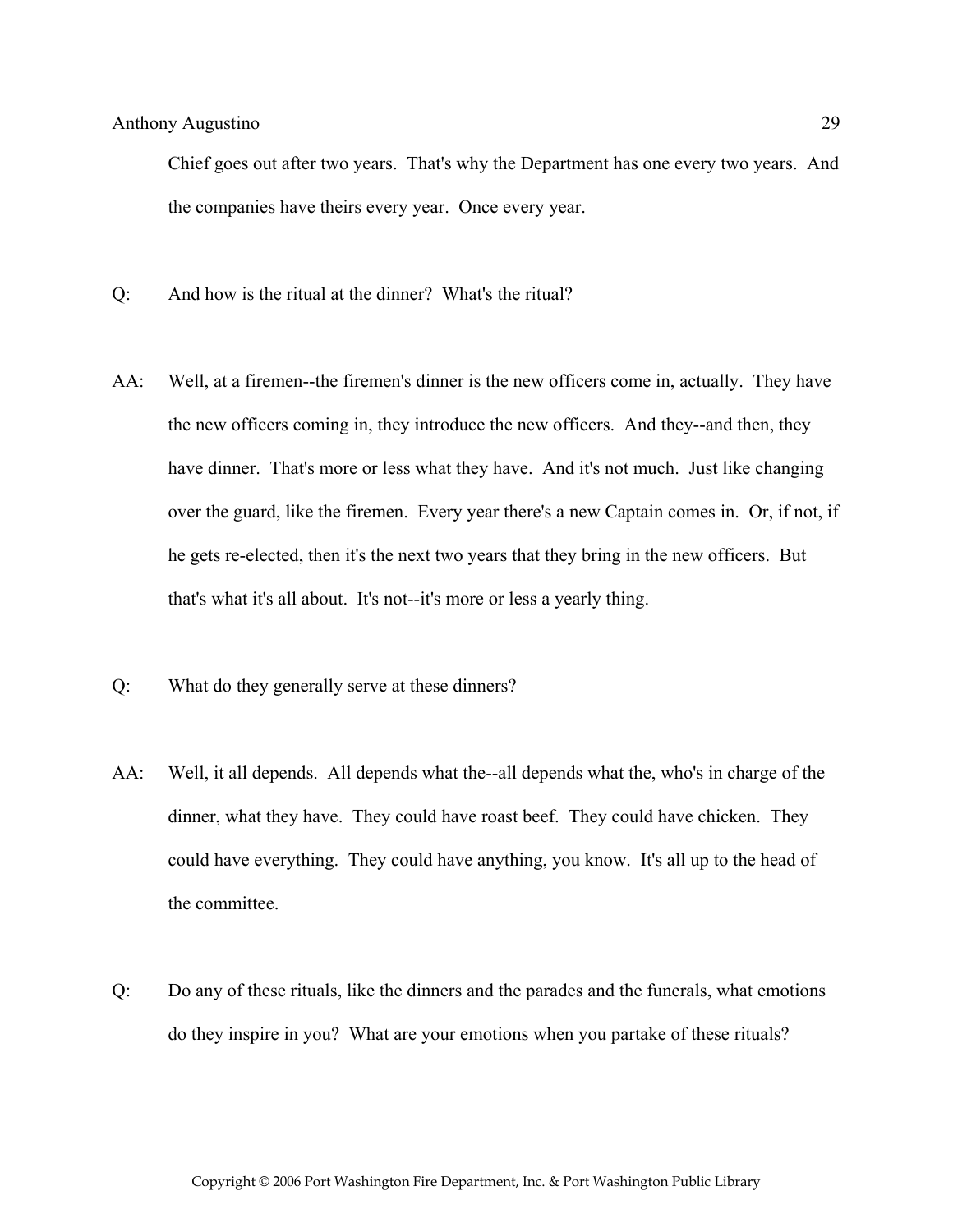Chief goes out after two years. That's why the Department has one every two years. And the companies have theirs every year. Once every year.

Q: And how is the ritual at the dinner? What's the ritual?

AA: Well, at a firemen--the firemen's dinner is the new officers come in, actually. They have the new officers coming in, they introduce the new officers. And they--and then, they have dinner. That's more or less what they have. And it's not much. Just like changing over the guard, like the firemen. Every year there's a new Captain comes in. Or, if not, if he gets re-elected, then it's the next two years that they bring in the new officers. But that's what it's all about. It's not--it's more or less a yearly thing.

Q: What do they generally serve at these dinners?

AA: Well, it all depends. All depends what the--all depends what the, who's in charge of the dinner, what they have. They could have roast beef. They could have chicken. They could have everything. They could have anything, you know. It's all up to the head of the committee.

Q: Do any of these rituals, like the dinners and the parades and the funerals, what emotions do they inspire in you? What are your emotions when you partake of these rituals?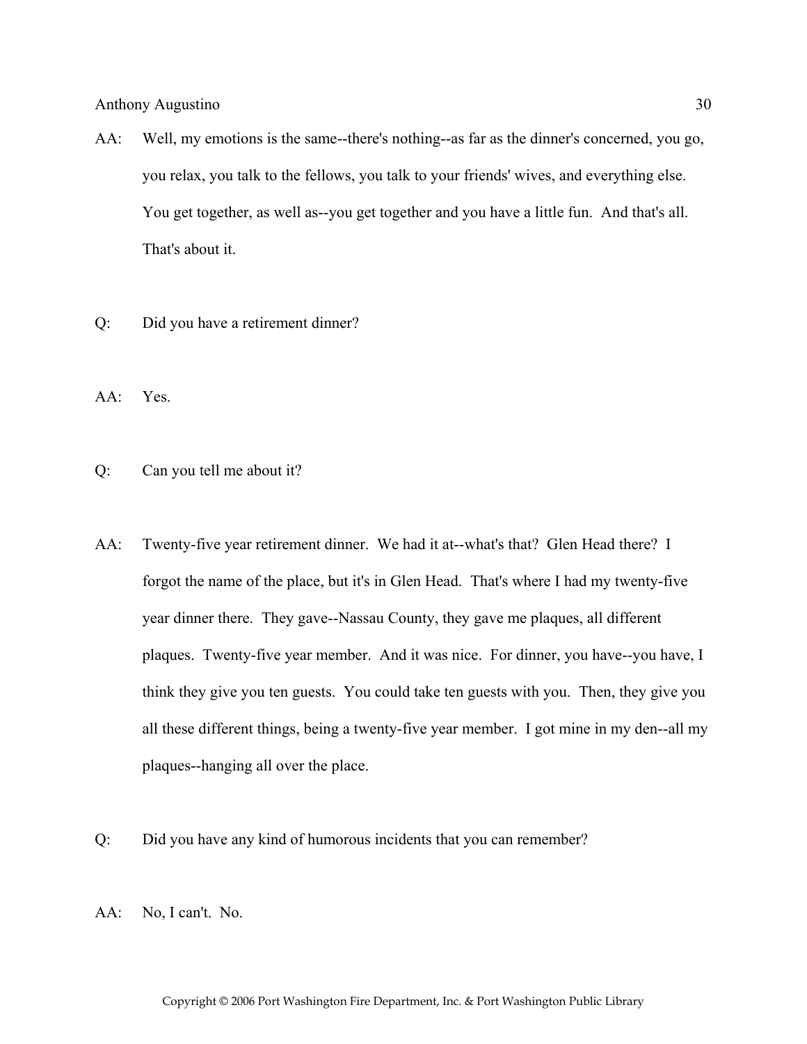AA: Well, my emotions is the same--there's nothing--as far as the dinner's concerned, you go, you relax, you talk to the fellows, you talk to your friends' wives, and everything else. You get together, as well as--you get together and you have a little fun. And that's all. That's about it.

Q: Did you have a retirement dinner?

AA: Yes.

Q: Can you tell me about it?

AA: Twenty-five year retirement dinner. We had it at--what's that? Glen Head there? I forgot the name of the place, but it's in Glen Head. That's where I had my twenty-five year dinner there. They gave--Nassau County, they gave me plaques, all different plaques. Twenty-five year member. And it was nice. For dinner, you have--you have, I think they give you ten guests. You could take ten guests with you. Then, they give you all these different things, being a twenty-five year member. I got mine in my den--all my plaques--hanging all over the place.

Q: Did you have any kind of humorous incidents that you can remember?

AA: No, I can't. No.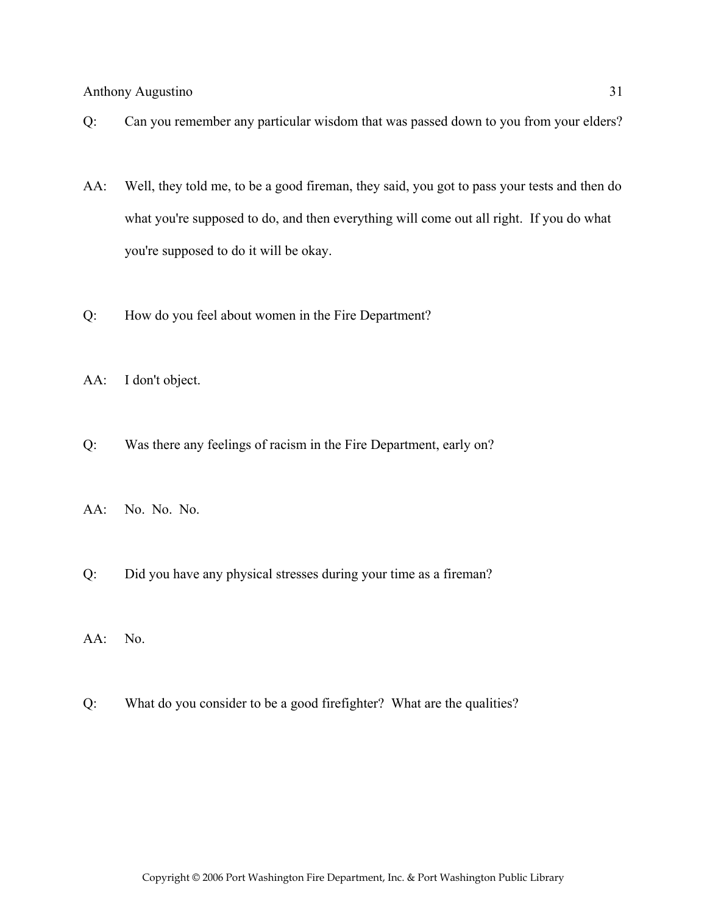Q: Can you remember any particular wisdom that was passed down to you from your elders?

AA: Well, they told me, to be a good fireman, they said, you got to pass your tests and then do what you're supposed to do, and then everything will come out all right. If you do what you're supposed to do it will be okay.

Q: How do you feel about women in the Fire Department?

AA: I don't object.

Q: Was there any feelings of racism in the Fire Department, early on?

AA: No. No. No.

Q: Did you have any physical stresses during your time as a fireman?

AA: No.

Q: What do you consider to be a good firefighter? What are the qualities?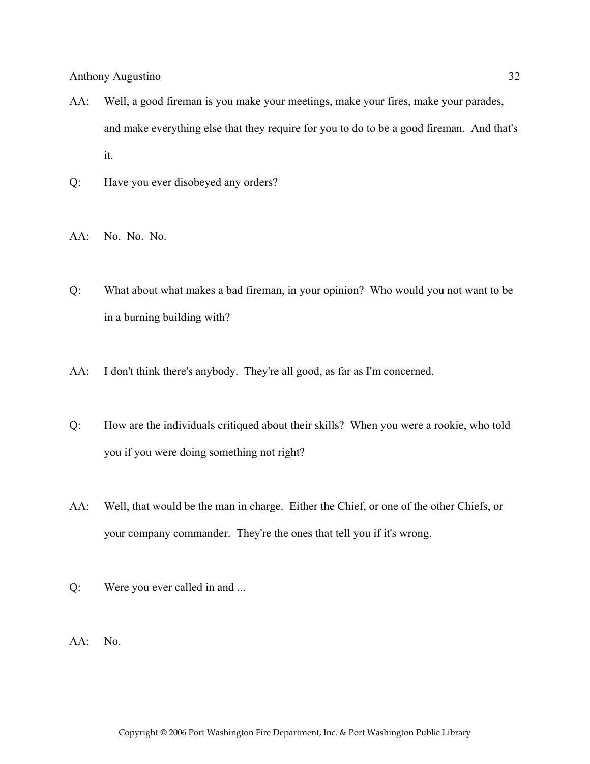AA: Well, a good fireman is you make your meetings, make your fires, make your parades, and make everything else that they require for you to do to be a good fireman. And that's it.

Q: Have you ever disobeyed any orders?

AA: No. No. No.

Q: What about what makes a bad fireman, in your opinion? Who would you not want to be in a burning building with?

AA: I don't think there's anybody. They're all good, as far as I'm concerned.

Q: How are the individuals critiqued about their skills? When you were a rookie, who told you if you were doing something not right?

AA: Well, that would be the man in charge. Either the Chief, or one of the other Chiefs, or your company commander. They're the ones that tell you if it's wrong.

Q: Were you ever called in and ...

AA: No.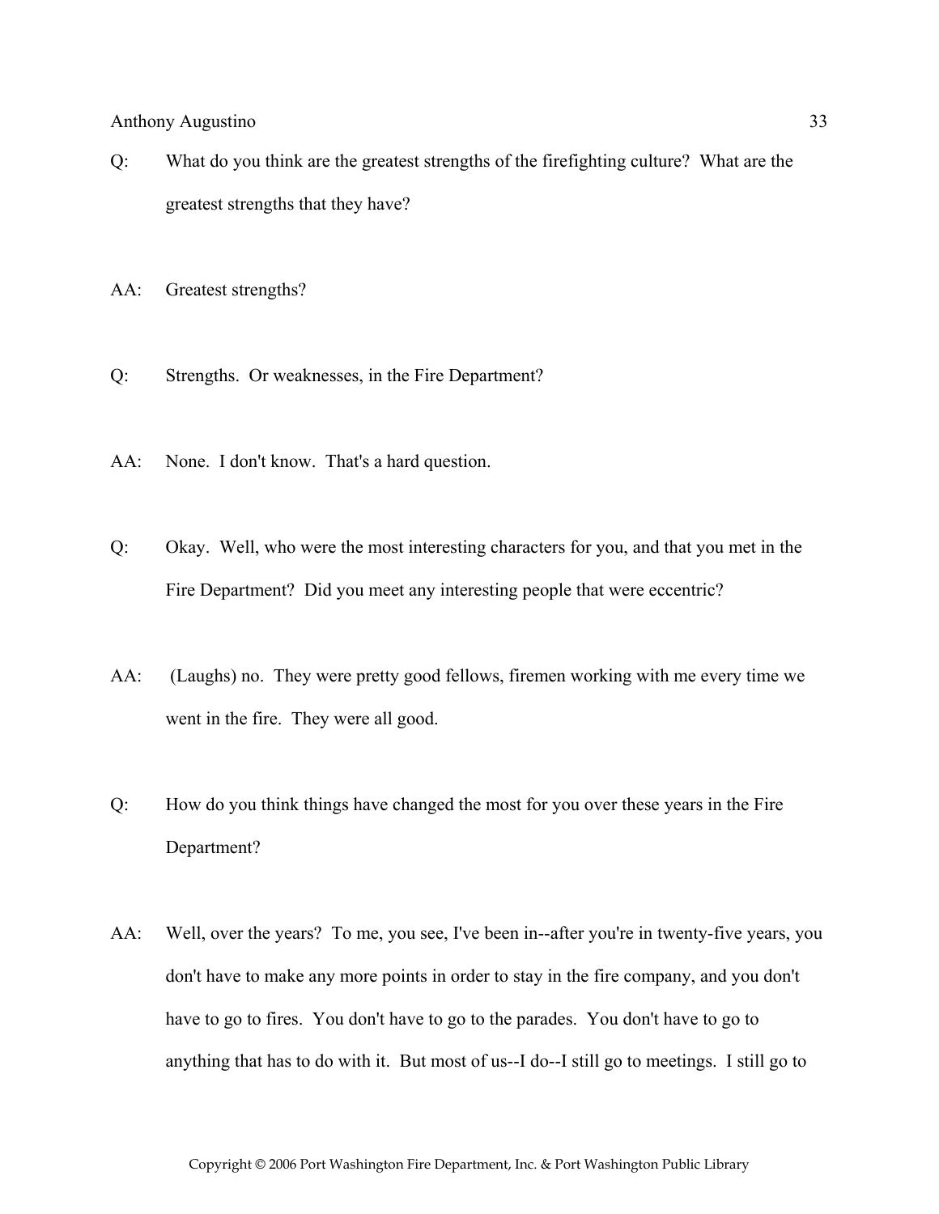Q: What do you think are the greatest strengths of the firefighting culture? What are the greatest strengths that they have?

AA: Greatest strengths?

Q: Strengths. Or weaknesses, in the Fire Department?

AA: None. I don't know. That's a hard question.

Q: Okay. Well, who were the most interesting characters for you, and that you met in the Fire Department? Did you meet any interesting people that were eccentric?

AA: (Laughs) no. They were pretty good fellows, firemen working with me every time we went in the fire. They were all good.

Q: How do you think things have changed the most for you over these years in the Fire Department?

AA: Well, over the years? To me, you see, I've been in--after you're in twenty-five years, you don't have to make any more points in order to stay in the fire company, and you don't have to go to fires. You don't have to go to the parades. You don't have to go to anything that has to do with it. But most of us--I do--I still go to meetings. I still go to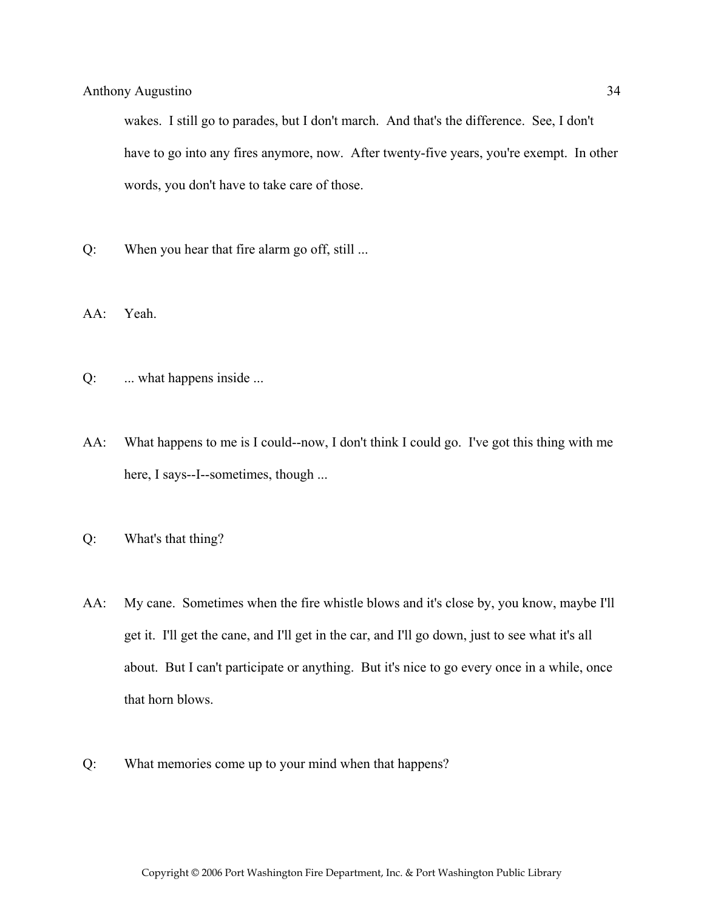wakes. I still go to parades, but I don't march. And that's the difference. See, I don't have to go into any fires anymore, now. After twenty-five years, you're exempt. In other words, you don't have to take care of those.

Q: When you hear that fire alarm go off, still ...

AA: Yeah.

Q: ... what happens inside ...

AA: What happens to me is I could--now, I don't think I could go. I've got this thing with me here, I says--I--sometimes, though ...

Q: What's that thing?

AA: My cane. Sometimes when the fire whistle blows and it's close by, you know, maybe I'll get it. I'll get the cane, and I'll get in the car, and I'll go down, just to see what it's all about. But I can't participate or anything. But it's nice to go every once in a while, once that horn blows.

Q: What memories come up to your mind when that happens?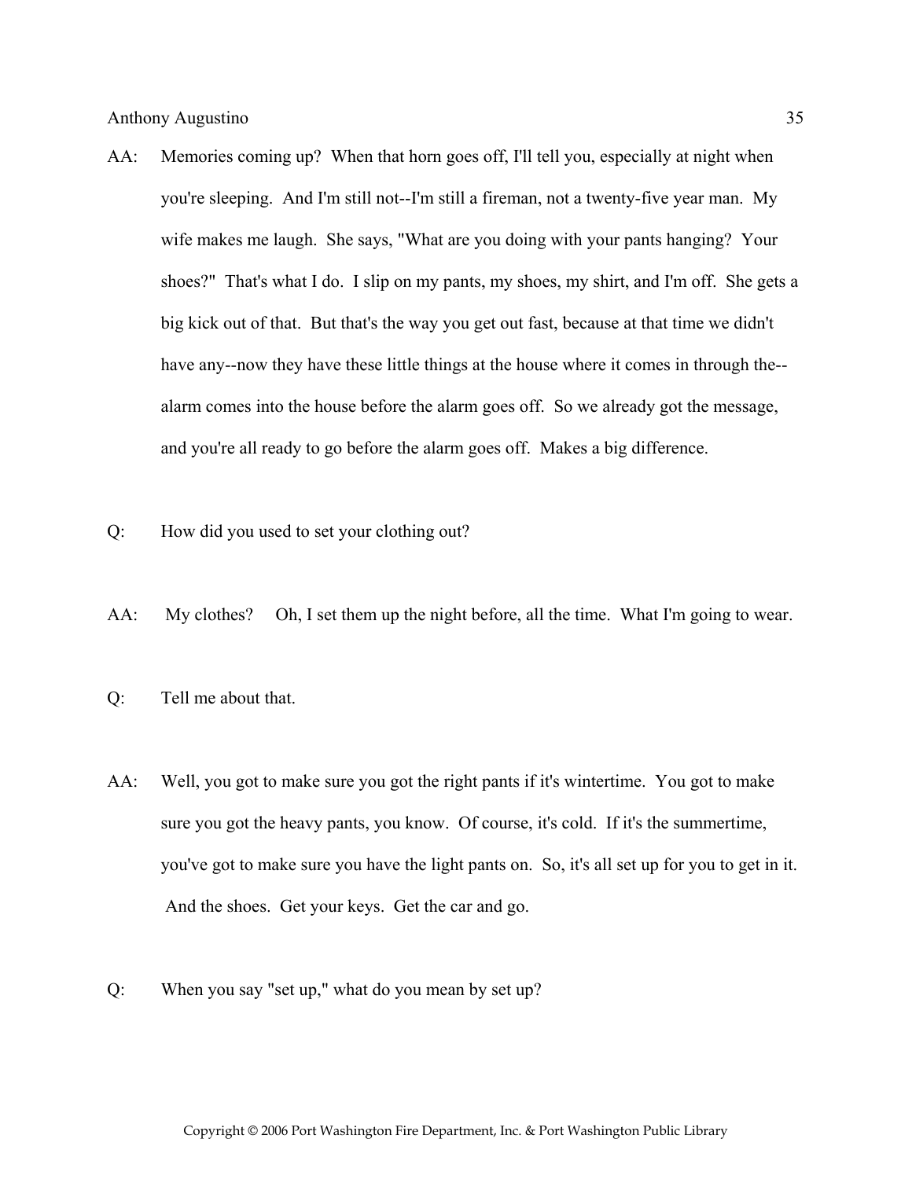AA: Memories coming up? When that horn goes off, I'll tell you, especially at night when you're sleeping. And I'm still not--I'm still a fireman, not a twenty-five year man. My wife makes me laugh. She says, "What are you doing with your pants hanging? Your shoes?" That's what I do. I slip on my pants, my shoes, my shirt, and I'm off. She gets a big kick out of that. But that's the way you get out fast, because at that time we didn't have any--now they have these little things at the house where it comes in through the--alarm comes into the house before the alarm goes off. So we already got the message, and you're all ready to go before the alarm goes off. Makes a big difference.

Q: How did you used to set your clothing out?

AA: My clothes? Oh, I set them up the night before, all the time. What I'm going to wear.

Q: Tell me about that.

AA: Well, you got to make sure you got the right pants if it's wintertime. You got to make sure you got the heavy pants, you know. Of course, it's cold. If it's the summertime, you've got to make sure you have the light pants on. So, it's all set up for you to get in it. And the shoes. Get your keys. Get the car and go.

Q: When you say "set up," what do you mean by set up?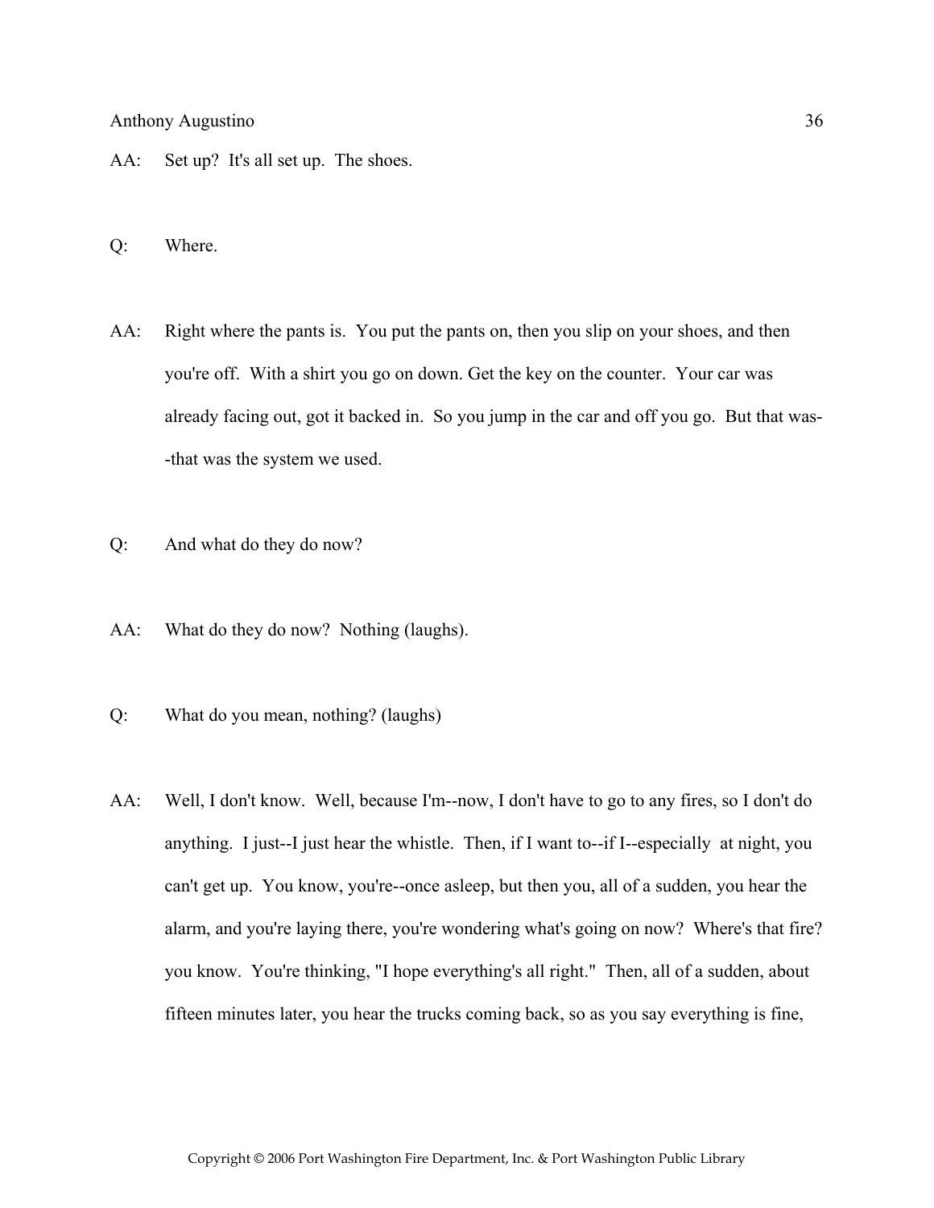AA: Set up? It's all set up. The shoes.

Q: Where.

AA: Right where the pants is. You put the pants on, then you slip on your shoes, and then you're off. With a shirt you go on down. Get the key on the counter. Your car was already facing out, got it backed in. So you jump in the car and off you go. But that was--that was the system we used.

Q: And what do they do now?

AA: What do they do now? Nothing (laughs).

Q: What do you mean, nothing? (laughs)

AA: Well, I don't know. Well, because I'm--now, I don't have to go to any fires, so I don't do anything. I just--I just hear the whistle. Then, if I want to--if I--especially at night, you can't get up. You know, you're--once asleep, but then you, all of a sudden, you hear the alarm, and you're laying there, you're wondering what's going on now? Where's that fire? you know. You're thinking, "I hope everything's all right." Then, all of a sudden, about fifteen minutes later, you hear the trucks coming back, so as you say everything is fine,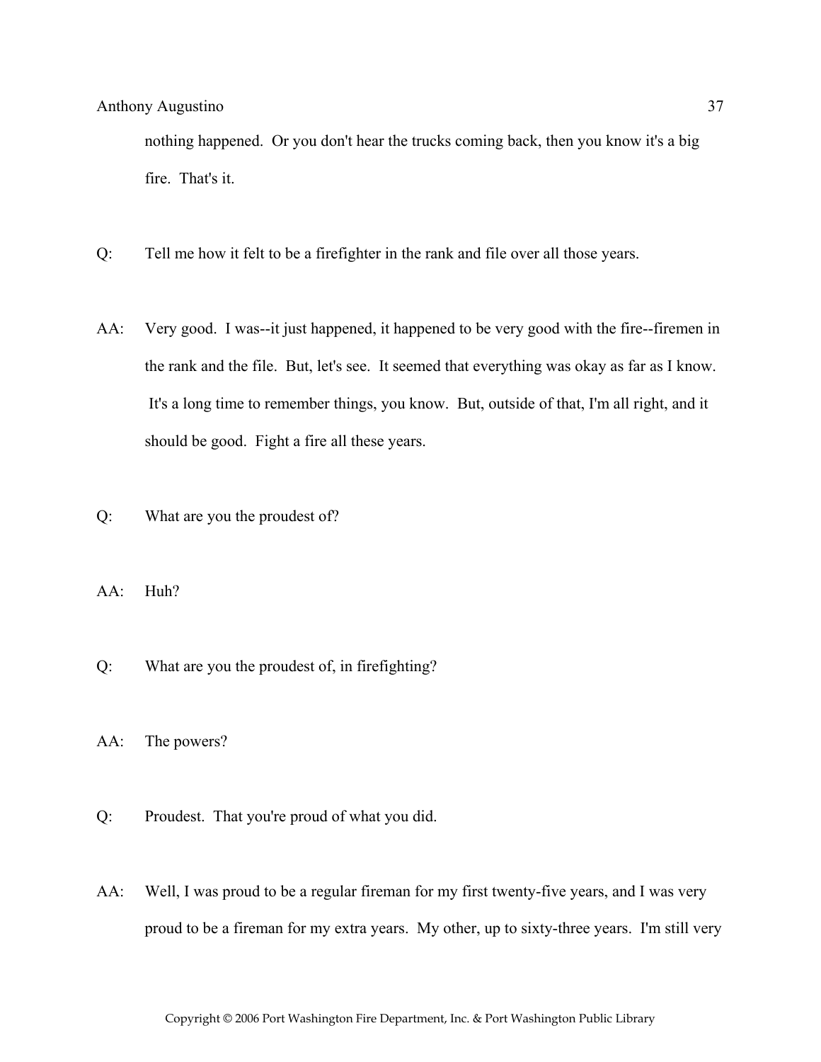nothing happened. Or you don't hear the trucks coming back, then you know it's a big fire. That's it.

Q: Tell me how it felt to be a firefighter in the rank and file over all those years.

AA: Very good. I was--it just happened, it happened to be very good with the fire--firemen in the rank and the file. But, let's see. It seemed that everything was okay as far as I know. It's a long time to remember things, you know. But, outside of that, I'm all right, and it should be good. Fight a fire all these years.

Q: What are you the proudest of?

AA: Huh?

Q: What are you the proudest of, in firefighting?

AA: The powers?

Q: Proudest. That you're proud of what you did.

AA: Well, I was proud to be a regular fireman for my first twenty-five years, and I was very proud to be a fireman for my extra years. My other, up to sixty-three years. I'm still very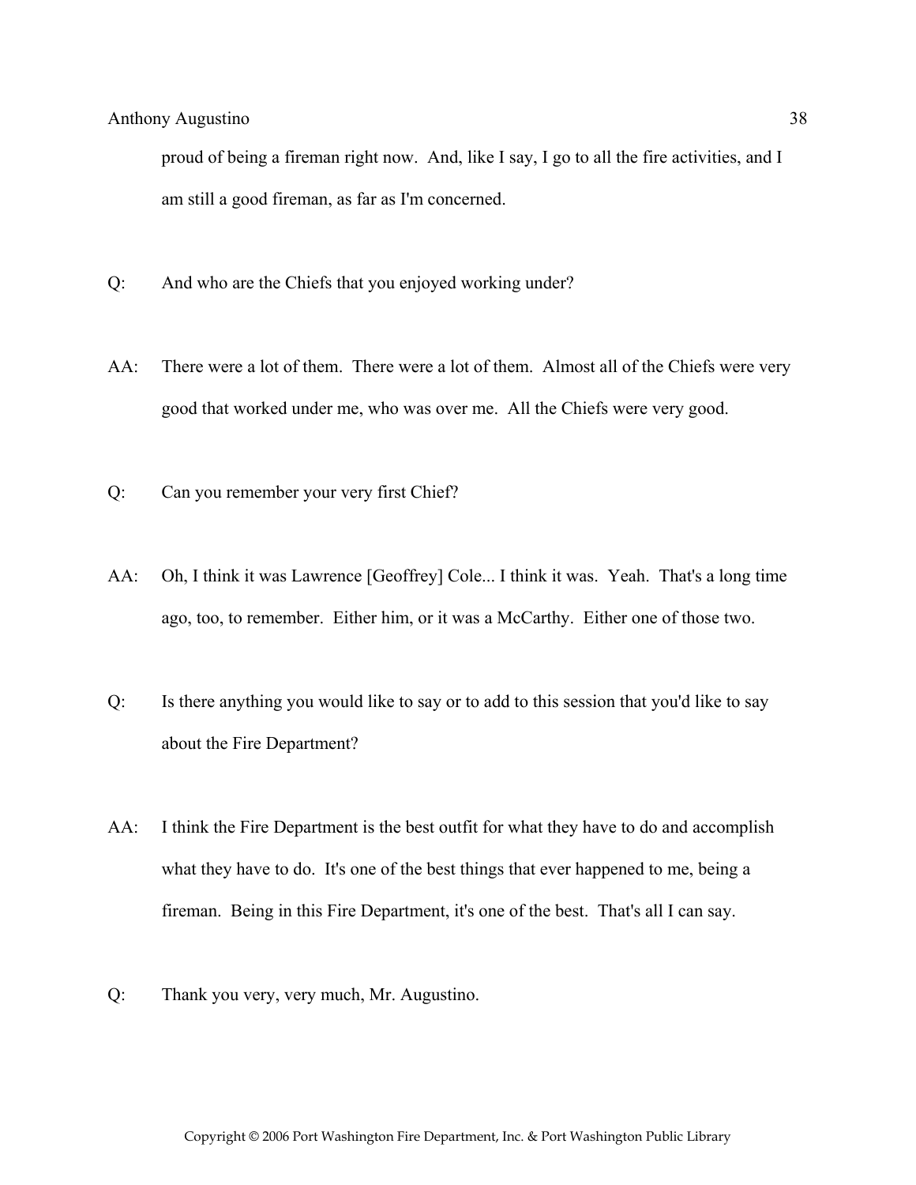proud of being a fireman right now. And, like I say, I go to all the fire activities, and I am still a good fireman, as far as I'm concerned.

Q: And who are the Chiefs that you enjoyed working under?

AA: There were a lot of them. There were a lot of them. Almost all of the Chiefs were very good that worked under me, who was over me. All the Chiefs were very good.

Q: Can you remember your very first Chief?

AA: Oh, I think it was Lawrence [Geoffrey] Cole... I think it was. Yeah. That's a long time ago, too, to remember. Either him, or it was a McCarthy. Either one of those two.

Q: Is there anything you would like to say or to add to this session that you'd like to say about the Fire Department?

AA: I think the Fire Department is the best outfit for what they have to do and accomplish what they have to do. It's one of the best things that ever happened to me, being a fireman. Being in this Fire Department, it's one of the best. That's all I can say.

Q: Thank you very, very much, Mr. Augustino.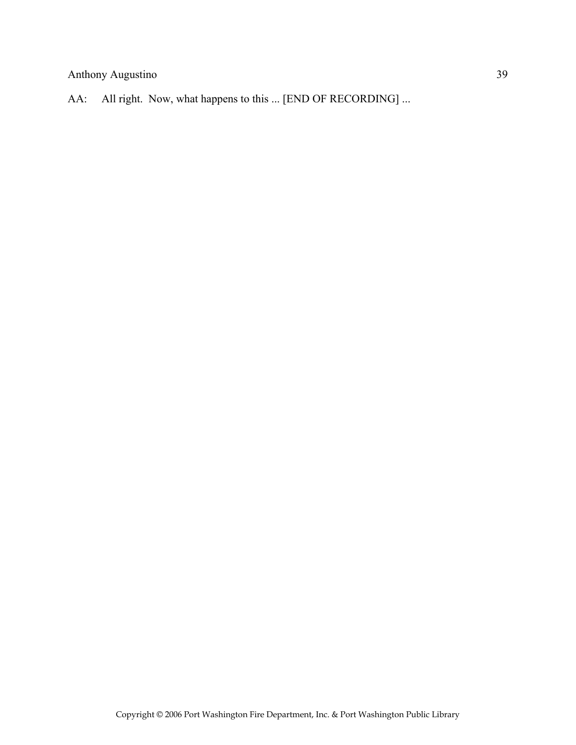AA: All right. Now, what happens to this ... [END OF RECORDING] ...